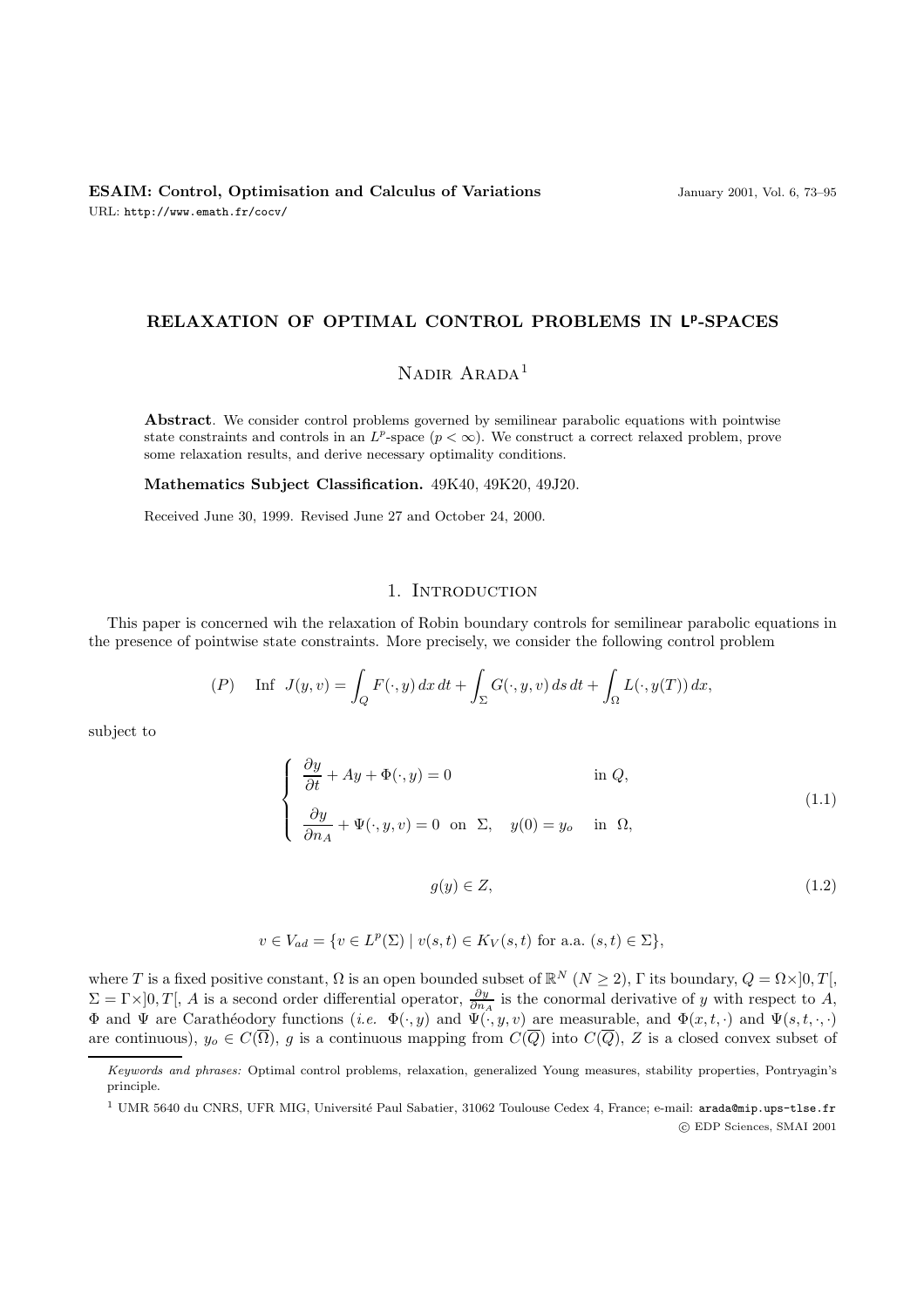# RELAXATION OF OPTIMAL CONTROL PROBLEMS IN $L^p$-SPACES

Nadir Arada[1]

**Abstract**. We consider control problems governed by semilinear parabolic equations with pointwise state constraints and controls in an $L^p$-space ($p < \infty$). We construct a correct relaxed problem, prove some relaxation results, and derive necessary optimality conditions.

**Mathematics Subject Classification.** 49K40, 49K20, 49J20.

Received June 30, 1999. Revised June 27 and October 24, 2000.

## 1. Introduction

This paper is concerned wih the relaxation of Robin boundary controls for semilinear parabolic equations in the presence of pointwise state constraints. More precisely, we consider the following control problem

$$(P) \quad \text{Inf} \;\; J(y, v) = \int_Q F(\cdot, y)\, dx\, dt + \int_\Sigma G(\cdot, y, v)\, ds\, dt + \int_\Omega L(\cdot, y(T))\, dx,$$

subject to

$$\begin{cases} \dfrac{\partial y}{\partial t} + Ay + \Phi(\cdot, y) = 0 & \text{in } Q, \\[2ex] \dfrac{\partial y}{\partial n_A} + \Psi(\cdot, y, v) = 0 \quad \text{on } \Sigma, \quad y(0) = y_o & \text{in } \Omega, \end{cases} \tag{1.1}$$

$$g(y) \in Z, \tag{1.2}$$

$$v \in V_{ad} = \{v \in L^p(\Sigma) \mid v(s,t) \in K_V(s,t) \text{ for a.a. } (s,t) \in \Sigma\},$$

where $T$ is a fixed positive constant, $\Omega$ is an open bounded subset of $\mathbb{R}^N$ ($N \geq 2$), $\Gamma$ its boundary, $Q = \Omega \times ]0, T[$, $\Sigma = \Gamma \times ]0, T[$, $A$ is a second order differential operator, $\frac{\partial y}{\partial n_A}$ is the conormal derivative of $y$ with respect to $A$, $\Phi$ and $\Psi$ are Carathéodory functions (*i.e.* $\Phi(\cdot, y)$ and $\Psi(\cdot, y, v)$ are measurable, and $\Phi(x, t, \cdot)$ and $\Psi(s, t, \cdot, \cdot)$ are continuous), $y_o \in C(\overline{\Omega})$, $g$ is a continuous mapping from $C(\overline{Q})$ into $C(\overline{Q})$, $Z$ is a closed convex subset of

---

*Keywords and phrases:* Optimal control problems, relaxation, generalized Young measures, stability properties, Pontryagin's principle.

[1] UMR 5640 du CNRS, UFR MIG, Université Paul Sabatier, 31062 Toulouse Cedex 4, France; e-mail: arada@mip.ups-tlse.fr

© EDP Sciences, SMAI 2001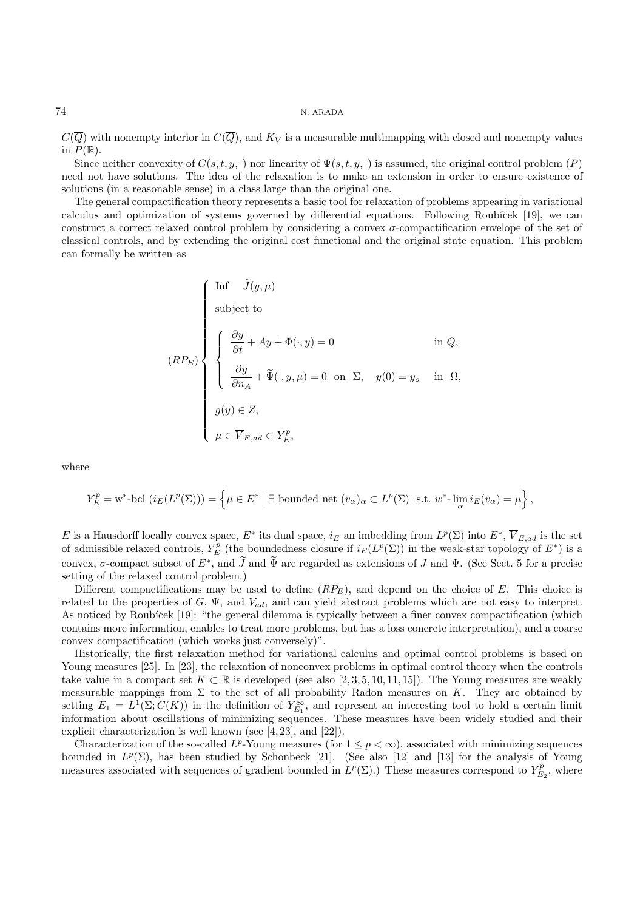$C(\overline{Q})$ with nonempty interior in $C(\overline{Q})$, and $K_V$ is a measurable multimapping with closed and nonempty values in $P(\mathbb{R})$.

Since neither convexity of $G(s,t,y,\cdot)$ nor linearity of $\Psi(s,t,y,\cdot)$ is assumed, the original control problem $(P)$ need not have solutions. The idea of the relaxation is to make an extension in order to ensure existence of solutions (in a reasonable sense) in a class large than the original one.

The general compactification theory represents a basic tool for relaxation of problems appearing in variational calculus and optimization of systems governed by differential equations. Following Roubíček [19], we can construct a correct relaxed control problem by considering a convex $\sigma$-compactification envelope of the set of classical controls, and by extending the original cost functional and the original state equation. This problem can formally be written as

$$
(RP_E)\left\{
\begin{array}{l}
\text{Inf} \quad \widetilde{J}(y,\mu) \\
\text{subject to} \\
\left\{
\begin{array}{ll}
\dfrac{\partial y}{\partial t} + Ay + \Phi(\cdot, y) = 0 & \text{in } Q, \\
\dfrac{\partial y}{\partial n_A} + \widetilde{\Psi}(\cdot, y, \mu) = 0 \;\; \text{on } \Sigma, \quad y(0) = y_o & \text{in } \Omega,
\end{array}
\right. \\
g(y) \in Z, \\
\mu \in \overline{V}_{E,ad} \subset Y_E^p,
\end{array}
\right.
$$

where

$$
Y_E^p = \text{w}^*\text{-bcl } (i_E(L^p(\Sigma))) = \left\{ \mu \in E^* \mid \exists \text{ bounded net } (v_\alpha)_\alpha \subset L^p(\Sigma) \;\text{ s.t. } w^*\text{-}\lim_\alpha i_E(v_\alpha) = \mu \right\},
$$

$E$ is a Hausdorff locally convex space, $E^*$ its dual space, $i_E$ an imbedding from $L^p(\Sigma)$ into $E^*$, $\overline{V}_{E,ad}$ is the set of admissible relaxed controls, $Y_E^p$ (the boundedness closure if $i_E(L^p(\Sigma))$ in the weak-star topology of $E^*$) is a convex, $\sigma$-compact subset of $E^*$, and $\widetilde{J}$ and $\widetilde{\Psi}$ are regarded as extensions of $J$ and $\Psi$. (See Sect. 5 for a precise setting of the relaxed control problem.)

Different compactifications may be used to define $(RP_E)$, and depend on the choice of $E$. This choice is related to the properties of $G$, $\Psi$, and $V_{ad}$, and can yield abstract problems which are not easy to interpret. As noticed by Roubíček [19]: "the general dilemma is typically between a finer convex compactification (which contains more information, enables to treat more problems, but has a loss concrete interpretation), and a coarse convex compactification (which works just conversely)".

Historically, the first relaxation method for variational calculus and optimal control problems is based on Young measures [25]. In [23], the relaxation of nonconvex problems in optimal control theory when the controls take value in a compact set $K \subset \mathbb{R}$ is developed (see also [2,3,5,10,11,15]). The Young measures are weakly measurable mappings from $\Sigma$ to the set of all probability Radon measures on $K$. They are obtained by setting $E_1 = L^1(\Sigma; C(K))$ in the definition of $Y_{E_1}^\infty$, and represent an interesting tool to hold a certain limit information about oscillations of minimizing sequences. These measures have been widely studied and their explicit characterization is well known (see [4,23], and [22]).

Characterization of the so-called $L^p$-Young measures (for $1 \leq p < \infty$), associated with minimizing sequences bounded in $L^p(\Sigma)$, has been studied by Schonbeck [21]. (See also [12] and [13] for the analysis of Young measures associated with sequences of gradient bounded in $L^p(\Sigma)$.) These measures correspond to $Y_{E_2}^p$, where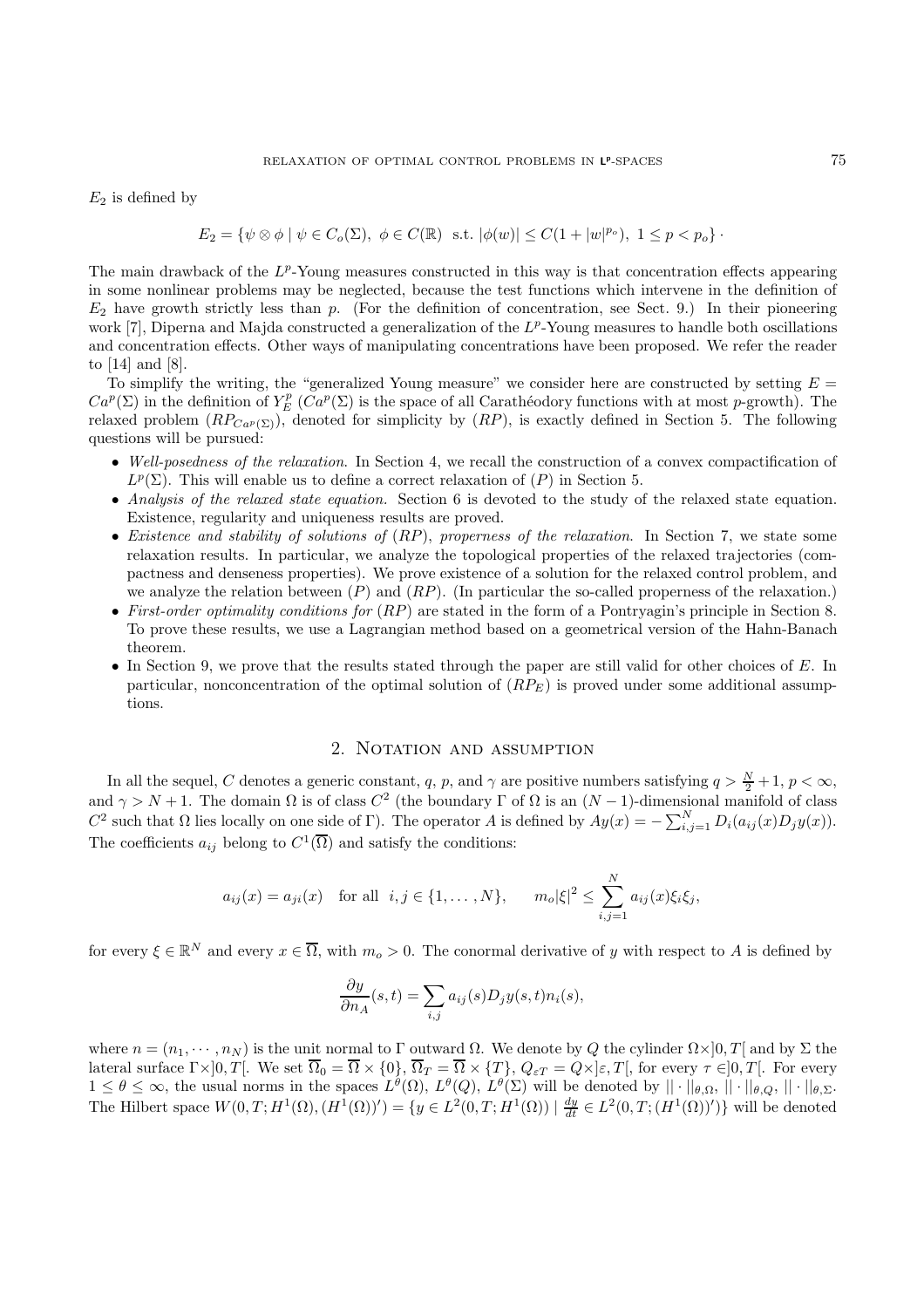$E_2$ is defined by

$$E_2 = \{\psi \otimes \phi \mid \psi \in C_o(\Sigma),\ \phi \in C(\mathbb{R}) \ \text{ s.t. } |\phi(w)| \leq C(1 + |w|^{p_o}),\ 1 \leq p < p_o\} \cdot$$

The main drawback of the $L^p$-Young measures constructed in this way is that concentration effects appearing in some nonlinear problems may be neglected, because the test functions which intervene in the definition of $E_2$ have growth strictly less than $p$. (For the definition of concentration, see Sect. 9.) In their pioneering work [7], Diperna and Majda constructed a generalization of the $L^p$-Young measures to handle both oscillations and concentration effects. Other ways of manipulating concentrations have been proposed. We refer the reader to [14] and [8].

To simplify the writing, the "generalized Young measure" we consider here are constructed by setting $E = Ca^p(\Sigma)$ in the definition of $Y^p_E$ ($Ca^p(\Sigma)$ is the space of all Carathéodory functions with at most $p$-growth). The relaxed problem $(RP_{Ca^p(\Sigma)})$, denoted for simplicity by $(RP)$, is exactly defined in Section 5. The following questions will be pursued:

- *Well-posedness of the relaxation.* In Section 4, we recall the construction of a convex compactification of $L^p(\Sigma)$. This will enable us to define a correct relaxation of $(P)$ in Section 5.
- *Analysis of the relaxed state equation.* Section 6 is devoted to the study of the relaxed state equation. Existence, regularity and uniqueness results are proved.
- *Existence and stability of solutions of* $(RP)$, *properness of the relaxation.* In Section 7, we state some relaxation results. In particular, we analyze the topological properties of the relaxed trajectories (compactness and denseness properties). We prove existence of a solution for the relaxed control problem, and we analyze the relation between $(P)$ and $(RP)$. (In particular the so-called properness of the relaxation.)
- *First-order optimality conditions for* $(RP)$ are stated in the form of a Pontryagin's principle in Section 8. To prove these results, we use a Lagrangian method based on a geometrical version of the Hahn-Banach theorem.
- In Section 9, we prove that the results stated through the paper are still valid for other choices of $E$. In particular, nonconcentration of the optimal solution of $(RP_E)$ is proved under some additional assumptions.

## 2. Notation and assumption

In all the sequel, $C$ denotes a generic constant, $q$, $p$, and $\gamma$ are positive numbers satisfying $q > \frac{N}{2} + 1$, $p < \infty$, and $\gamma > N + 1$. The domain $\Omega$ is of class $C^2$ (the boundary $\Gamma$ of $\Omega$ is an $(N-1)$-dimensional manifold of class $C^2$ such that $\Omega$ lies locally on one side of $\Gamma$). The operator $A$ is defined by $Ay(x) = -\sum_{i,j=1}^N D_i(a_{ij}(x)D_jy(x))$. The coefficients $a_{ij}$ belong to $C^1(\overline{\Omega})$ and satisfy the conditions:

$$a_{ij}(x) = a_{ji}(x) \quad \text{for all } \ i,j \in \{1, \dots, N\}, \qquad m_o|\xi|^2 \leq \sum_{i,j=1}^N a_{ij}(x)\xi_i\xi_j,$$

for every $\xi \in \mathbb{R}^N$ and every $x \in \overline{\Omega}$, with $m_o > 0$. The conormal derivative of $y$ with respect to $A$ is defined by

$$\frac{\partial y}{\partial n_A}(s,t) = \sum_{i,j} a_{ij}(s)D_jy(s,t)n_i(s),$$

where $n = (n_1, \cdots, n_N)$ is the unit normal to $\Gamma$ outward $\Omega$. We denote by $Q$ the cylinder $\Omega\times]0,T[$ and by $\Sigma$ the lateral surface $\Gamma\times]0,T[$. We set $\overline{\Omega}_0 = \overline{\Omega} \times \{0\}$, $\overline{\Omega}_T = \overline{\Omega} \times \{T\}$, $Q_{\varepsilon T} = Q\times]\varepsilon, T[$, for every $\tau \in ]0,T[$. For every $1 \leq \theta \leq \infty$, the usual norms in the spaces $L^\theta(\Omega)$, $L^\theta(Q)$, $L^\theta(\Sigma)$ will be denoted by $\|\cdot\|_{\theta,\Omega}$, $\|\cdot\|_{\theta,Q}$, $\|\cdot\|_{\theta,\Sigma}$. The Hilbert space $W(0,T;H^1(\Omega),(H^1(\Omega))') = \{y \in L^2(0,T;H^1(\Omega)) \mid \frac{dy}{dt} \in L^2(0,T;(H^1(\Omega))')\}$ will be denoted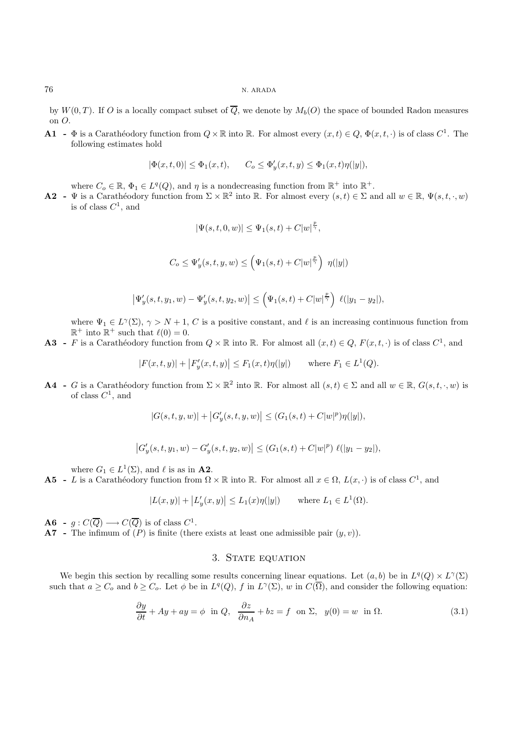by $W(0,T)$. If $O$ is a locally compact subset of $\overline{Q}$, we denote by $M_b(O)$ the space of bounded Radon measures on $O$.

**A1** - $\Phi$ is a Carathéodory function from $Q \times \mathbb{R}$ into $\mathbb{R}$. For almost every $(x,t) \in Q$, $\Phi(x,t,\cdot)$ is of class $C^1$. The following estimates hold

$$|\Phi(x,t,0)| \leq \Phi_1(x,t), \qquad C_o \leq \Phi'_y(x,t,y) \leq \Phi_1(x,t)\eta(|y|),$$

where $C_o \in \mathbb{R}$, $\Phi_1 \in L^q(Q)$, and $\eta$ is a nondecreasing function from $\mathbb{R}^+$ into $\mathbb{R}^+$.

**A2** - $\Psi$ is a Carathéodory function from $\Sigma \times \mathbb{R}^2$ into $\mathbb{R}$. For almost every $(s,t) \in \Sigma$ and all $w \in \mathbb{R}$, $\Psi(s,t,\cdot,w)$ is of class $C^1$, and

$$|\Psi(s,t,0,w)| \leq \Psi_1(s,t) + C|w|^{\frac{p}{\gamma}},$$

$$C_o \leq \Psi'_y(s,t,y,w) \leq \left(\Psi_1(s,t) + C|w|^{\frac{p}{\gamma}}\right)\ \eta(|y|)$$

$$\left|\Psi'_y(s,t,y_1,w) - \Psi'_y(s,t,y_2,w)\right| \leq \left(\Psi_1(s,t) + C|w|^{\frac{p}{\gamma}}\right)\ \ell(|y_1 - y_2|),$$

where $\Psi_1 \in L^\gamma(\Sigma)$, $\gamma > N+1$, $C$ is a positive constant, and $\ell$ is an increasing continuous function from $\mathbb{R}^+$ into $\mathbb{R}^+$ such that $\ell(0) = 0$.

**A3** - $F$ is a Carathéodory function from $Q \times \mathbb{R}$ into $\mathbb{R}$. For almost all $(x,t) \in Q$, $F(x,t,\cdot)$ is of class $C^1$, and

$$|F(x,t,y)| + \left|F'_y(x,t,y)\right| \leq F_1(x,t)\eta(|y|) \qquad \text{where } F_1 \in L^1(Q).$$

**A4** - $G$ is a Carathéodory function from $\Sigma \times \mathbb{R}^2$ into $\mathbb{R}$. For almost all $(s,t) \in \Sigma$ and all $w \in \mathbb{R}$, $G(s,t,\cdot,w)$ is of class $C^1$, and

$$|G(s,t,y,w)| + \left|G'_y(s,t,y,w)\right| \leq (G_1(s,t) + C|w|^p)\eta(|y|),$$

$$\left|G'_y(s,t,y_1,w) - G'_y(s,t,y_2,w)\right| \leq (G_1(s,t) + C|w|^p)\ \ell(|y_1 - y_2|),$$

where $G_1 \in L^1(\Sigma)$, and $\ell$ is as in **A2**.

**A5** - $L$ is a Carathéodory function from $\Omega \times \mathbb{R}$ into $\mathbb{R}$. For almost all $x \in \Omega$, $L(x,\cdot)$ is of class $C^1$, and

$$|L(x,y)| + \left|L'_y(x,y)\right| \leq L_1(x)\eta(|y|) \qquad \text{where } L_1 \in L^1(\Omega).$$

**A6** - $g : C(\overline{Q}) \longrightarrow C(\overline{Q})$ is of class $C^1$.

**A7** - The infimum of $(P)$ is finite (there exists at least one admissible pair $(y,v)$).

## 3. State equation

We begin this section by recalling some results concerning linear equations. Let $(a,b)$ be in $L^q(Q) \times L^\gamma(\Sigma)$ such that $a \geq C_o$ and $b \geq C_o$. Let $\phi$ be in $L^q(Q)$, $f$ in $L^\gamma(\Sigma)$, $w$ in $C(\overline{\Omega})$, and consider the following equation:

$$\frac{\partial y}{\partial t} + Ay + ay = \phi \ \text{ in } Q, \ \ \frac{\partial z}{\partial n_A} + bz = f \ \text{ on } \Sigma, \ \ y(0) = w \ \text{ in } \Omega. \tag{3.1}$$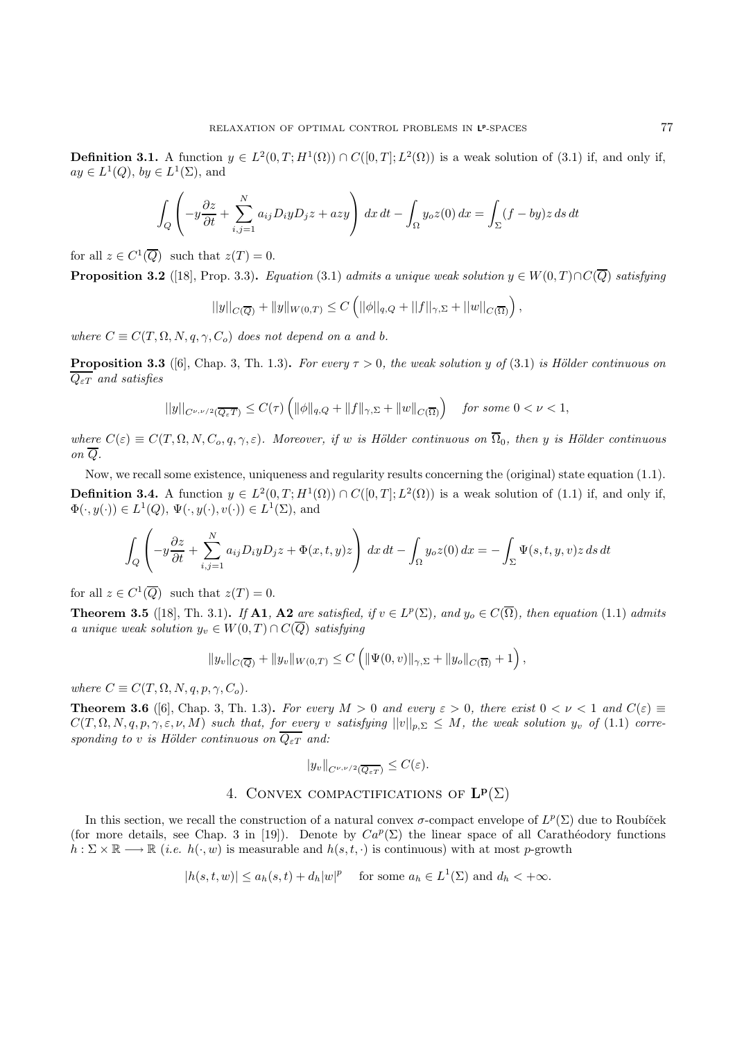**Definition 3.1.** A function $y \in L^2(0,T;H^1(\Omega)) \cap C([0,T];L^2(\Omega))$ is a weak solution of (3.1) if, and only if, $ay \in L^1(Q)$, $by \in L^1(\Sigma)$, and

$$\int_Q \left( -y\frac{\partial z}{\partial t} + \sum_{i,j=1}^{N} a_{ij} D_i y D_j z + azy \right) \, dx \, dt - \int_\Omega y_o z(0) \, dx = \int_\Sigma (f - by) z \, ds \, dt$$

for all $z \in C^1(\overline{Q})$ such that $z(T) = 0$.

**Proposition 3.2** ([18], Prop. 3.3)**.** *Equation* (3.1) *admits a unique weak solution $y \in W(0,T) \cap C(\overline{Q})$ satisfying*

$$||y||_{C(\overline{Q})} + \|y\|_{W(0,T)} \leq C \left( ||\phi||_{q,Q} + ||f||_{\gamma,\Sigma} + ||w||_{C(\overline{\Omega})} \right),$$

*where $C \equiv C(T, \Omega, N, q, \gamma, C_o)$ does not depend on $a$ and $b$.*

**Proposition 3.3** ([6], Chap. 3, Th. 1.3)**.** *For every $\tau > 0$, the weak solution $y$ of* (3.1) *is Hölder continuous on $\overline{Q_{\varepsilon T}}$ and satisfies*

$$||y||_{C^{\nu,\nu/2}(\overline{Q_{\varepsilon T}})} \leq C(\tau) \left( \|\phi\|_{q,Q} + \|f\|_{\gamma,\Sigma} + \|w\|_{C(\overline{\Omega})} \right) \quad \textit{for some } 0 < \nu < 1,$$

*where $C(\varepsilon) \equiv C(T, \Omega, N, C_o, q, \gamma, \varepsilon)$. Moreover, if $w$ is Hölder continuous on $\overline{\Omega}_0$, then $y$ is Hölder continuous on $\overline{Q}$.*

Now, we recall some existence, uniqueness and regularity results concerning the (original) state equation (1.1).

**Definition 3.4.** A function $y \in L^2(0,T;H^1(\Omega)) \cap C([0,T];L^2(\Omega))$ is a weak solution of (1.1) if, and only if, $\Phi(\cdot, y(\cdot)) \in L^1(Q)$, $\Psi(\cdot, y(\cdot), v(\cdot)) \in L^1(\Sigma)$, and

$$\int_Q \left( -y\frac{\partial z}{\partial t} + \sum_{i,j=1}^{N} a_{ij} D_i y D_j z + \Phi(x,t,y) z \right) \, dx \, dt - \int_\Omega y_o z(0) \, dx = -\int_\Sigma \Psi(s,t,y,v) z \, ds \, dt$$

for all $z \in C^1(\overline{Q})$ such that $z(T) = 0$.

**Theorem 3.5** ([18], Th. 3.1)**.** *If* **A1**, **A2** *are satisfied, if $v \in L^p(\Sigma)$, and $y_o \in C(\overline{\Omega})$, then equation* (1.1) *admits a unique weak solution $y_v \in W(0,T) \cap C(\overline{Q})$ satisfying*

$$\|y_v\|_{C(\overline{Q})} + \|y_v\|_{W(0,T)} \leq C \left( \|\Psi(0,v)\|_{\gamma,\Sigma} + \|y_o\|_{C(\overline{\Omega})} + 1 \right),$$

*where $C \equiv C(T, \Omega, N, q, p, \gamma, C_o)$.*

**Theorem 3.6** ([6], Chap. 3, Th. 1.3)**.** *For every $M > 0$ and every $\varepsilon > 0$, there exist $0 < \nu < 1$ and $C(\varepsilon) \equiv C(T, \Omega, N, q, p, \gamma, \varepsilon, \nu, M)$ such that, for every $v$ satisfying $||v||_{p,\Sigma} \leq M$, the weak solution $y_v$ of* (1.1) *corresponding to $v$ is Hölder continuous on $\overline{Q_{\varepsilon T}}$ and:*

$$|y_v\|_{C^{\nu,\nu/2}(\overline{Q_{\varepsilon T}})} \leq C(\varepsilon).$$

## 4. Convex compactifications of $\mathbf{L^p}(\Sigma)$

In this section, we recall the construction of a natural convex $\sigma$-compact envelope of $L^p(\Sigma)$ due to Roubíček (for more details, see Chap. 3 in [19]). Denote by $Ca^p(\Sigma)$ the linear space of all Carathéodory functions $h : \Sigma \times \mathbb{R} \longrightarrow \mathbb{R}$ (*i.e.* $h(\cdot, w)$ is measurable and $h(s,t,\cdot)$ is continuous) with at most $p$-growth

$$|h(s,t,w)| \leq a_h(s,t) + d_h|w|^p \quad \text{for some } a_h \in L^1(\Sigma) \text{ and } d_h < +\infty.$$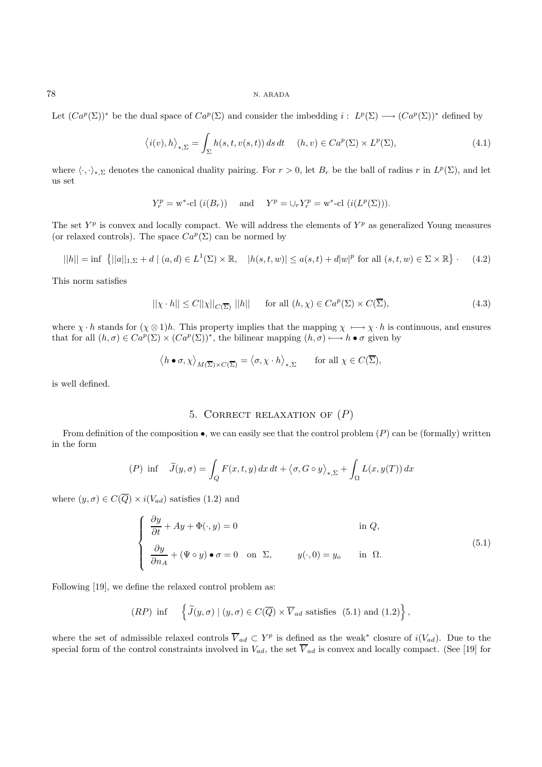Let $(Ca^p(\Sigma))^*$ be the dual space of $Ca^p(\Sigma)$ and consider the imbedding $i: \; L^p(\Sigma) \longrightarrow (Ca^p(\Sigma))^*$ defined by

$$\left\langle i(v), h \right\rangle_{*,\Sigma} = \int_\Sigma h(s,t,v(s,t))\, ds\, dt \qquad (h,v) \in Ca^p(\Sigma) \times L^p(\Sigma), \tag{4.1}$$

where $\langle \cdot, \cdot \rangle_{*,\Sigma}$ denotes the canonical duality pairing. For $r > 0$, let $B_r$ be the ball of radius $r$ in $L^p(\Sigma)$, and let us set

$$Y_r^p = \text{w}^*\text{-cl}\ (i(B_r)) \quad \text{ and } \quad Y^p = \cup_r Y_r^p = \text{w}^*\text{-cl}\ (i(L^p(\Sigma))).$$

The set $Y^p$ is convex and locally compact. We will address the elements of $Y^p$ as generalized Young measures (or relaxed controls). The space $Ca^p(\Sigma)$ can be normed by

$$||h|| = \inf\ \left\{ ||a||_{1,\Sigma} + d \mid (a,d) \in L^1(\Sigma) \times \mathbb{R}, \quad |h(s,t,w)| \leq a(s,t) + d|w|^p \text{ for all } (s,t,w) \in \Sigma \times \mathbb{R} \right\} \cdot \tag{4.2}$$

This norm satisfies

$$||\chi \cdot h|| \leq C ||\chi||_{C(\overline{\Sigma})}\ ||h|| \qquad \text{for all } (h,\chi) \in Ca^p(\Sigma) \times C(\overline{\Sigma}), \tag{4.3}$$

where $\chi \cdot h$ stands for $(\chi \otimes 1)h$. This property implies that the mapping $\chi \longmapsto \chi \cdot h$ is continuous, and ensures that for all $(h, \sigma) \in Ca^p(\Sigma) \times (Ca^p(\Sigma))^*$, the bilinear mapping $(h,\sigma) \longmapsto h \bullet \sigma$ given by

$$\left\langle h \bullet \sigma, \chi \right\rangle_{M(\overline{\Sigma}) \times C(\overline{\Sigma})} = \left\langle \sigma, \chi \cdot h \right\rangle_{*,\Sigma} \qquad \text{for all } \chi \in C(\overline{\Sigma}),$$

is well defined.

## 5. Correct relaxation of $(P)$

From definition of the composition $\bullet$, we can easily see that the control problem $(P)$ can be (formally) written in the form

$$(P)\ \inf \quad \widetilde{J}(y,\sigma) = \int_Q F(x,t,y)\, dx\, dt + \left\langle \sigma, G \circ y \right\rangle_{*,\Sigma} + \int_\Omega L(x, y(T))\, dx$$

where $(y, \sigma) \in C(\overline{Q}) \times i(V_{ad})$ satisfies (1.2) and

$$\left\{ \begin{array}{ll} \dfrac{\partial y}{\partial t} + Ay + \Phi(\cdot, y) = 0 & \text{in } Q, \\[2ex] \dfrac{\partial y}{\partial n_A} + (\Psi \circ y) \bullet \sigma = 0 \quad \text{on} \quad \Sigma, \qquad y(\cdot, 0) = y_o & \text{in } \Omega. \end{array} \right. \tag{5.1}$$

Following [19], we define the relaxed control problem as:

$$(RP)\ \inf \quad \left\{ \widetilde{J}(y,\sigma) \mid (y,\sigma) \in C(\overline{Q}) \times \overline{V}_{ad} \text{ satisfies } \ (5.1) \text{ and } (1.2) \right\},$$

where the set of admissible relaxed controls $\overline{V}_{ad} \subset Y^p$ is defined as the weak$^*$ closure of $i(V_{ad})$. Due to the special form of the control constraints involved in $V_{ad}$, the set $\overline{V}_{ad}$ is convex and locally compact. (See [19] for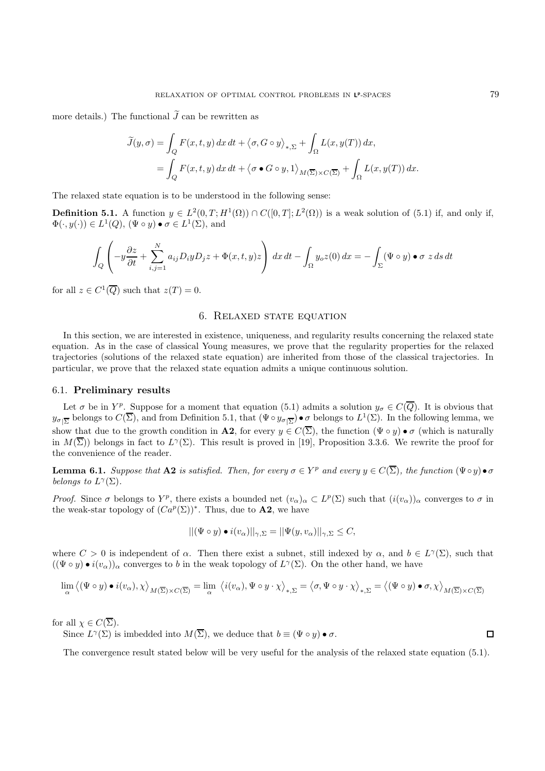more details.) The functional $\widetilde{J}$ can be rewritten as

$$\begin{aligned}\widetilde{J}(y,\sigma) &= \int_Q F(x,t,y)\,dx\,dt + \langle \sigma, G\circ y\rangle_{*,\Sigma} + \int_\Omega L(x,y(T))\,dx,\\ &= \int_Q F(x,t,y)\,dx\,dt + \langle \sigma \bullet G\circ y, 1\rangle_{M(\overline{\Sigma})\times C(\overline{\Sigma})} + \int_\Omega L(x,y(T))\,dx.\end{aligned}$$

The relaxed state equation is to be understood in the following sense:

**Definition 5.1.** A function $y \in L^2(0,T;H^1(\Omega)) \cap C([0,T];L^2(\Omega))$ is a weak solution of (5.1) if, and only if, $\Phi(\cdot,y(\cdot)) \in L^1(Q)$, $(\Psi\circ y)\bullet\sigma \in L^1(\Sigma)$, and

$$\int_Q \left( -y\frac{\partial z}{\partial t} + \sum_{i,j=1}^N a_{ij} D_i y D_j z + \Phi(x,t,y) z \right) dx\,dt - \int_\Omega y_o z(0)\,dx = -\int_\Sigma (\Psi\circ y)\bullet\sigma\ z\,ds\,dt$$

for all $z \in C^1(\overline{Q})$ such that $z(T) = 0$.

## 6. Relaxed state equation

In this section, we are interested in existence, uniqueness, and regularity results concerning the relaxed state equation. As in the case of classical Young measures, we prove that the regularity properties for the relaxed trajectories (solutions of the relaxed state equation) are inherited from those of the classical trajectories. In particular, we prove that the relaxed state equation admits a unique continuous solution.

### 6.1. Preliminary results

Let $\sigma$ be in $Y^p$. Suppose for a moment that equation (5.1) admits a solution $y_\sigma \in C(\overline{Q})$. It is obvious that $y_{\sigma|\overline{\Sigma}}$ belongs to $C(\overline{\Sigma})$, and from Definition 5.1, that $(\Psi\circ y_{\sigma|\overline{\Sigma}})\bullet\sigma$ belongs to $L^1(\Sigma)$. In the following lemma, we show that due to the growth condition in **A2**, for every $y \in C(\overline{\Sigma})$, the function $(\Psi\circ y)\bullet\sigma$ (which is naturally in $M(\overline{\Sigma})$) belongs in fact to $L^\gamma(\Sigma)$. This result is proved in [19], Proposition 3.3.6. We rewrite the proof for the convenience of the reader.

**Lemma 6.1.** *Suppose that* **A2** *is satisfied. Then, for every $\sigma \in Y^p$ and every $y \in C(\overline{\Sigma})$, the function $(\Psi\circ y)\bullet\sigma$ belongs to $L^\gamma(\Sigma)$.*

*Proof.* Since $\sigma$ belongs to $Y^p$, there exists a bounded net $(v_\alpha)_\alpha \subset L^p(\Sigma)$ such that $(i(v_\alpha))_\alpha$ converges to $\sigma$ in the weak-star topology of $(Ca^p(\Sigma))^*$. Thus, due to **A2**, we have

$$||(\Psi\circ y)\bullet i(v_\alpha)||_{\gamma,\Sigma} = ||\Psi(y,v_\alpha)||_{\gamma,\Sigma} \le C,$$

where $C > 0$ is independent of $\alpha$. Then there exist a subnet, still indexed by $\alpha$, and $b \in L^\gamma(\Sigma)$, such that $((\Psi\circ y)\bullet i(v_\alpha))_\alpha$ converges to $b$ in the weak topology of $L^\gamma(\Sigma)$. On the other hand, we have

$$\lim_\alpha \langle (\Psi\circ y)\bullet i(v_\alpha), \chi\rangle_{M(\overline{\Sigma})\times C(\overline{\Sigma})} = \lim_\alpha \langle i(v_\alpha), \Psi\circ y\cdot\chi\rangle_{*,\Sigma} = \langle \sigma, \Psi\circ y\cdot\chi\rangle_{*,\Sigma} = \langle (\Psi\circ y)\bullet\sigma, \chi\rangle_{M(\overline{\Sigma})\times C(\overline{\Sigma})}$$

for all $\chi \in C(\overline{\Sigma})$.

Since $L^\gamma(\Sigma)$ is imbedded into $M(\overline{\Sigma})$, we deduce that $b \equiv (\Psi\circ y)\bullet\sigma$. ∎

The convergence result stated below will be very useful for the analysis of the relaxed state equation (5.1).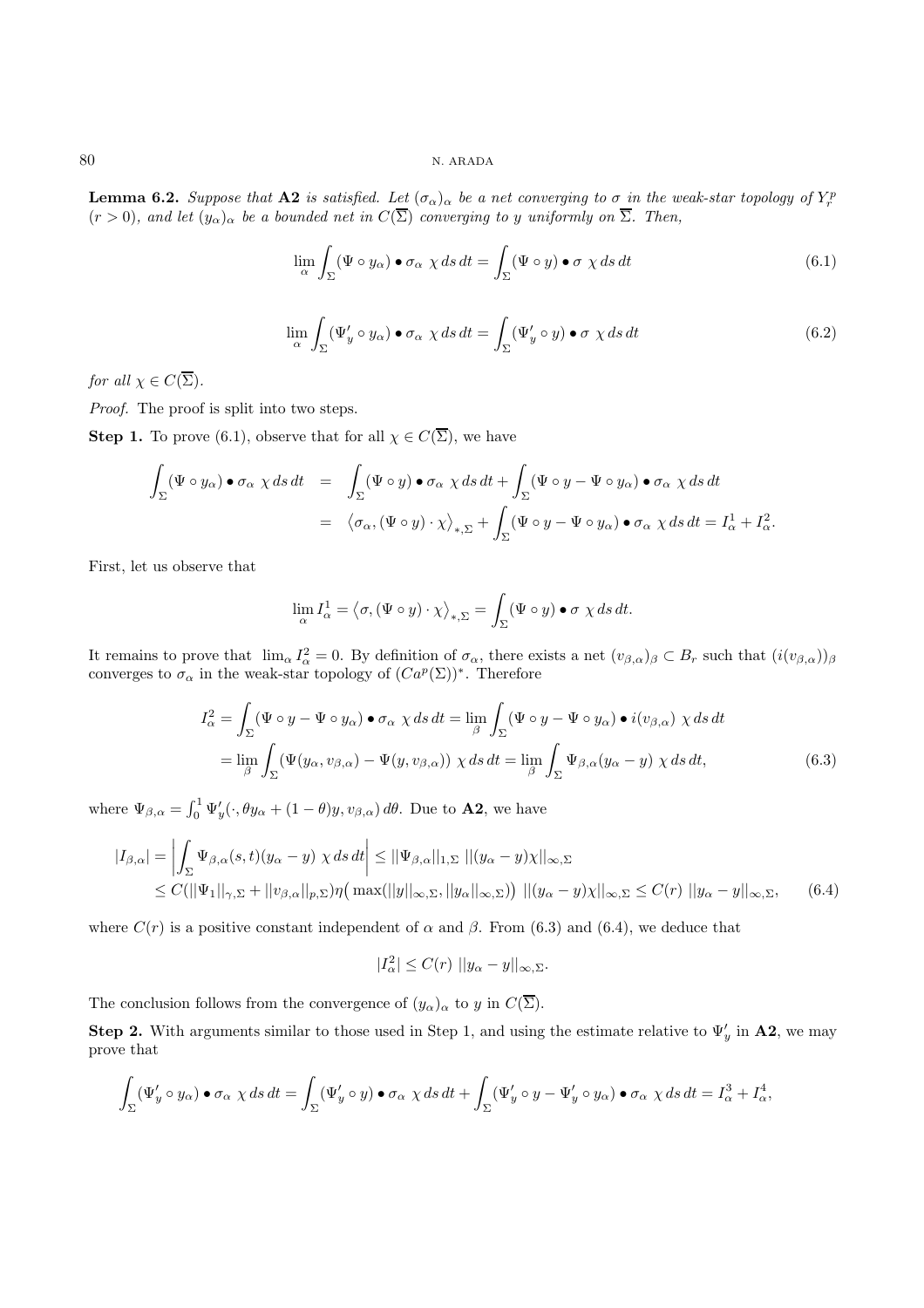**Lemma 6.2.** *Suppose that* **A2** *is satisfied. Let $(\sigma_\alpha)_\alpha$ be a net converging to $\sigma$ in the weak-star topology of $Y_r^p$ $(r > 0)$, and let $(y_\alpha)_\alpha$ be a bounded net in $C(\overline{\Sigma})$ converging to $y$ uniformly on $\overline{\Sigma}$. Then,*

$$\lim_\alpha \int_\Sigma (\Psi \circ y_\alpha) \bullet \sigma_\alpha \ \chi \, ds \, dt = \int_\Sigma (\Psi \circ y) \bullet \sigma \ \chi \, ds \, dt \tag{6.1}$$

$$\lim_\alpha \int_\Sigma (\Psi'_y \circ y_\alpha) \bullet \sigma_\alpha \ \chi \, ds \, dt = \int_\Sigma (\Psi'_y \circ y) \bullet \sigma \ \chi \, ds \, dt \tag{6.2}$$

*for all $\chi \in C(\overline{\Sigma})$.*

*Proof.* The proof is split into two steps.

**Step 1.** To prove (6.1), observe that for all $\chi \in C(\overline{\Sigma})$, we have

$$\begin{aligned}
\int_\Sigma (\Psi \circ y_\alpha) \bullet \sigma_\alpha \ \chi \, ds \, dt &= \int_\Sigma (\Psi \circ y) \bullet \sigma_\alpha \ \chi \, ds \, dt + \int_\Sigma (\Psi \circ y - \Psi \circ y_\alpha) \bullet \sigma_\alpha \ \chi \, ds \, dt \\
&= \big\langle \sigma_\alpha, (\Psi \circ y) \cdot \chi \big\rangle_{*,\Sigma} + \int_\Sigma (\Psi \circ y - \Psi \circ y_\alpha) \bullet \sigma_\alpha \ \chi \, ds \, dt = I_\alpha^1 + I_\alpha^2.
\end{aligned}$$

First, let us observe that

$$\lim_\alpha I_\alpha^1 = \big\langle \sigma, (\Psi \circ y) \cdot \chi \big\rangle_{*,\Sigma} = \int_\Sigma (\Psi \circ y) \bullet \sigma \ \chi \, ds \, dt.$$

It remains to prove that $\lim_\alpha I_\alpha^2 = 0$. By definition of $\sigma_\alpha$, there exists a net $(v_{\beta,\alpha})_\beta \subset B_r$ such that $(i(v_{\beta,\alpha}))_\beta$ converges to $\sigma_\alpha$ in the weak-star topology of $(Ca^p(\Sigma))^*$. Therefore

$$\begin{aligned}
I_\alpha^2 &= \int_\Sigma (\Psi \circ y - \Psi \circ y_\alpha) \bullet \sigma_\alpha \ \chi \, ds \, dt = \lim_\beta \int_\Sigma (\Psi \circ y - \Psi \circ y_\alpha) \bullet i(v_{\beta,\alpha}) \ \chi \, ds \, dt \\
&= \lim_\beta \int_\Sigma (\Psi(y_\alpha, v_{\beta,\alpha}) - \Psi(y, v_{\beta,\alpha})) \ \chi \, ds \, dt = \lim_\beta \int_\Sigma \Psi_{\beta,\alpha}(y_\alpha - y) \ \chi \, ds \, dt,
\end{aligned} \tag{6.3}$$

where $\Psi_{\beta,\alpha} = \int_0^1 \Psi'_y(\cdot, \theta y_\alpha + (1-\theta) y, v_{\beta,\alpha}) \, d\theta$. Due to **A2**, we have

$$\begin{aligned}
|I_{\beta,\alpha}| &= \left| \int_\Sigma \Psi_{\beta,\alpha}(s,t)(y_\alpha - y) \ \chi \, ds \, dt \right| \le ||\Psi_{\beta,\alpha}||_{1,\Sigma} \ ||(y_\alpha - y)\chi||_{\infty,\Sigma} \\
&\le C(||\Psi_1||_{\gamma,\Sigma} + ||v_{\beta,\alpha}||_{p,\Sigma}) \eta\big(\max(||y||_{\infty,\Sigma}, ||y_\alpha||_{\infty,\Sigma})\big) \ ||(y_\alpha - y)\chi||_{\infty,\Sigma} \le C(r) \ ||y_\alpha - y||_{\infty,\Sigma},
\end{aligned} \tag{6.4}$$

where $C(r)$ is a positive constant independent of $\alpha$ and $\beta$. From (6.3) and (6.4), we deduce that

$$|I_\alpha^2| \le C(r) \ ||y_\alpha - y||_{\infty,\Sigma}.$$

The conclusion follows from the convergence of $(y_\alpha)_\alpha$ to $y$ in $C(\overline{\Sigma})$.

**Step 2.** With arguments similar to those used in Step 1, and using the estimate relative to $\Psi'_y$ in **A2**, we may prove that

$$\int_\Sigma (\Psi'_y \circ y_\alpha) \bullet \sigma_\alpha \ \chi \, ds \, dt = \int_\Sigma (\Psi'_y \circ y) \bullet \sigma_\alpha \ \chi \, ds \, dt + \int_\Sigma (\Psi'_y \circ y - \Psi'_y \circ y_\alpha) \bullet \sigma_\alpha \ \chi \, ds \, dt = I_\alpha^3 + I_\alpha^4,$$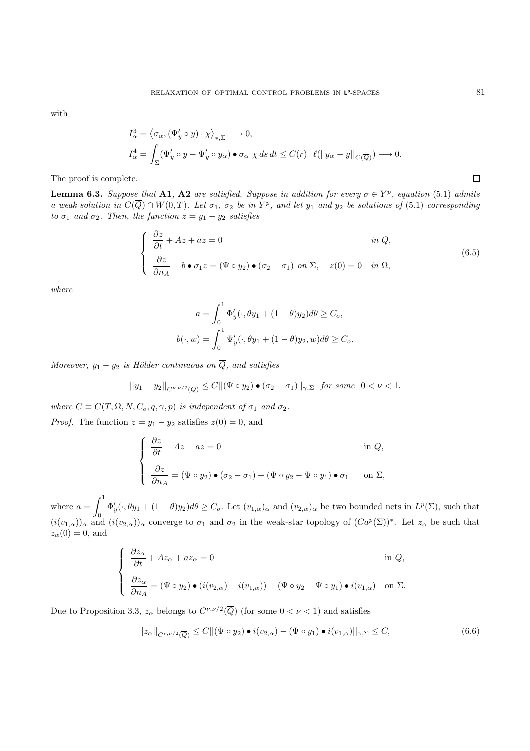with

$$I_\alpha^3 = \left\langle \sigma_\alpha, (\Psi_y' \circ y) \cdot \chi \right\rangle_{*,\Sigma} \longrightarrow 0,$$

$$I_\alpha^4 = \int_\Sigma (\Psi_y' \circ y - \Psi_y' \circ y_\alpha) \bullet \sigma_\alpha \; \chi \, ds \, dt \leq C(r) \;\; \ell(||y_\alpha - y||_{C(\overline{Q})}) \longrightarrow 0.$$

The proof is complete. $\square$

**Lemma 6.3.** *Suppose that* **A1**, **A2** *are satisfied. Suppose in addition for every $\sigma \in Y^p$, equation* (5.1) *admits a weak solution in $C(\overline{Q}) \cap W(0,T)$. Let $\sigma_1$, $\sigma_2$ be in $Y^p$, and let $y_1$ and $y_2$ be solutions of* (5.1) *corresponding to $\sigma_1$ and $\sigma_2$. Then, the function $z = y_1 - y_2$ satisfies*

$$\left\{ \begin{array}{ll} \dfrac{\partial z}{\partial t} + Az + az = 0 & \text{in } Q, \\ \dfrac{\partial z}{\partial n_A} + b \bullet \sigma_1 z = (\Psi \circ y_2) \bullet (\sigma_2 - \sigma_1) \text{ on } \Sigma, \quad z(0) = 0 & \text{in } \Omega, \end{array} \right. \tag{6.5}$$

*where*

$$a = \int_0^1 \Phi_y'(\cdot, \theta y_1 + (1-\theta) y_2) d\theta \geq C_o,$$

$$b(\cdot, w) = \int_0^1 \Psi_y'(\cdot, \theta y_1 + (1-\theta) y_2, w) d\theta \geq C_o.$$

*Moreover, $y_1 - y_2$ is Hölder continuous on $\overline{Q}$, and satisfies*

$$||y_1 - y_2||_{C^{\nu,\nu/2}(\overline{Q})} \leq C ||(\Psi \circ y_2) \bullet (\sigma_2 - \sigma_1)||_{\gamma,\Sigma} \;\; \text{for some} \;\; 0 < \nu < 1.$$

*where $C \equiv C(T, \Omega, N, C_o, q, \gamma, p)$ is independent of $\sigma_1$ and $\sigma_2$.*

*Proof.* The function $z = y_1 - y_2$ satisfies $z(0) = 0$, and

$$\left\{ \begin{array}{ll} \dfrac{\partial z}{\partial t} + Az + az = 0 & \text{in } Q, \\ \dfrac{\partial z}{\partial n_A} = (\Psi \circ y_2) \bullet (\sigma_2 - \sigma_1) + (\Psi \circ y_2 - \Psi \circ y_1) \bullet \sigma_1 & \text{on } \Sigma, \end{array} \right.$$

where $a = \displaystyle\int_0^1 \Phi_y'(\cdot, \theta y_1 + (1-\theta) y_2) d\theta \geq C_o$. Let $(v_{1,\alpha})_\alpha$ and $(v_{2,\alpha})_\alpha$ be two bounded nets in $L^p(\Sigma)$, such that $(i(v_{1,\alpha}))_\alpha$ and $(i(v_{2,\alpha}))_\alpha$ converge to $\sigma_1$ and $\sigma_2$ in the weak-star topology of $(Ca^p(\Sigma))^*$. Let $z_\alpha$ be such that $z_\alpha(0) = 0$, and

$$\left\{ \begin{array}{ll} \dfrac{\partial z_\alpha}{\partial t} + Az_\alpha + az_\alpha = 0 & \text{in } Q, \\ \dfrac{\partial z_\alpha}{\partial n_A} = (\Psi \circ y_2) \bullet (i(v_{2,\alpha}) - i(v_{1,\alpha})) + (\Psi \circ y_2 - \Psi \circ y_1) \bullet i(v_{1,\alpha}) & \text{on } \Sigma. \end{array} \right.$$

Due to Proposition 3.3, $z_\alpha$ belongs to $C^{\nu,\nu/2}(\overline{Q})$ (for some $0 < \nu < 1$) and satisfies

$$||z_\alpha||_{C^{\nu,\nu/2}(\overline{Q})} \leq C ||(\Psi \circ y_2) \bullet i(v_{2,\alpha}) - (\Psi \circ y_1) \bullet i(v_{1,\alpha})||_{\gamma,\Sigma} \leq C, \tag{6.6}$$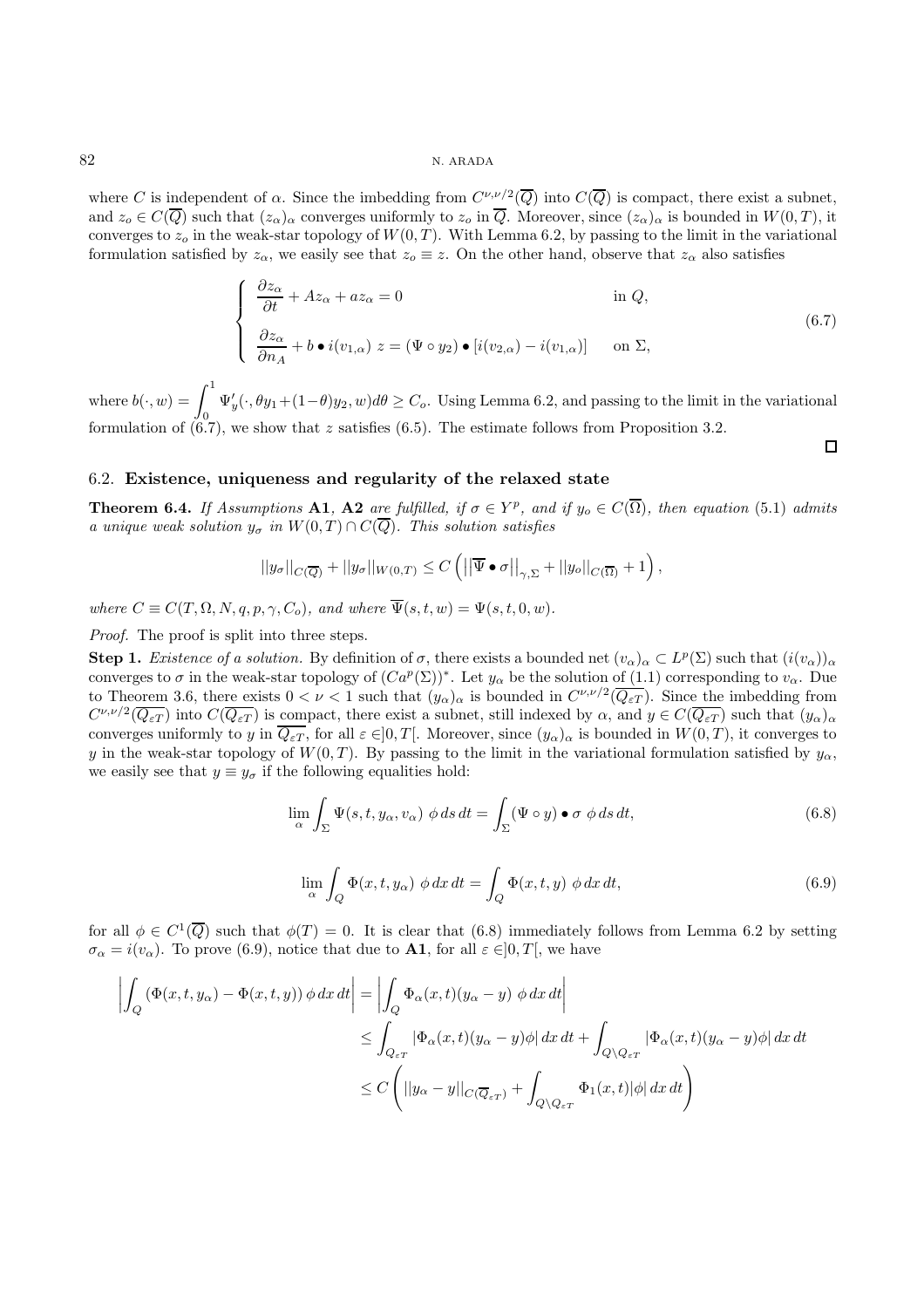where $C$ is independent of $\alpha$. Since the imbedding from $C^{\nu,\nu/2}(\overline{Q})$ into $C(\overline{Q})$ is compact, there exist a subnet, and $z_o \in C(\overline{Q})$ such that $(z_\alpha)_\alpha$ converges uniformly to $z_o$ in $\overline{Q}$. Moreover, since $(z_\alpha)_\alpha$ is bounded in $W(0,T)$, it converges to $z_o$ in the weak-star topology of $W(0,T)$. With Lemma 6.2, by passing to the limit in the variational formulation satisfied by $z_\alpha$, we easily see that $z_o \equiv z$. On the other hand, observe that $z_\alpha$ also satisfies

$$
\left\{
\begin{array}{ll}
\dfrac{\partial z_\alpha}{\partial t} + Az_\alpha + az_\alpha = 0 & \text{in } Q, \\[2ex]
\dfrac{\partial z_\alpha}{\partial n_A} + b \bullet i(v_{1,\alpha})\ z = (\Psi \circ y_2) \bullet [i(v_{2,\alpha}) - i(v_{1,\alpha})] & \text{on } \Sigma,
\end{array}
\right.
\tag{6.7}
$$

where $b(\cdot, w) = \displaystyle\int_0^1 \Psi'_y(\cdot, \theta y_1 + (1-\theta)y_2, w)d\theta \geq C_o$. Using Lemma 6.2, and passing to the limit in the variational formulation of (6.7), we show that $z$ satisfies (6.5). The estimate follows from Proposition 3.2. □

### 6.2. Existence, uniqueness and regularity of the relaxed state

**Theorem 6.4.** *If Assumptions* **A1**, **A2** *are fulfilled, if $\sigma \in Y^p$, and if $y_o \in C(\overline{\Omega})$, then equation* (5.1) *admits a unique weak solution $y_\sigma$ in $W(0,T) \cap C(\overline{Q})$. This solution satisfies*

$$
||y_\sigma||_{C(\overline{Q})} + ||y_\sigma||_{W(0,T)} \leq C\left(\left|\left|\overline{\Psi} \bullet \sigma\right|\right|_{\gamma,\Sigma} + ||y_o||_{C(\overline{\Omega})} + 1\right),
$$

*where $C \equiv C(T, \Omega, N, q, p, \gamma, C_o)$, and where $\overline{\Psi}(s,t,w) = \Psi(s,t,0,w)$.*

*Proof.* The proof is split into three steps.

**Step 1.** *Existence of a solution.* By definition of $\sigma$, there exists a bounded net $(v_\alpha)_\alpha \subset L^p(\Sigma)$ such that $(i(v_\alpha))_\alpha$ converges to $\sigma$ in the weak-star topology of $(Ca^p(\Sigma))^*$. Let $y_\alpha$ be the solution of (1.1) corresponding to $v_\alpha$. Due to Theorem 3.6, there exists $0 < \nu < 1$ such that $(y_\alpha)_\alpha$ is bounded in $C^{\nu,\nu/2}(\overline{Q_{\varepsilon T}})$. Since the imbedding from $C^{\nu,\nu/2}(\overline{Q_{\varepsilon T}})$ into $C(\overline{Q_{\varepsilon T}})$ is compact, there exist a subnet, still indexed by $\alpha$, and $y \in C(\overline{Q_{\varepsilon T}})$ such that $(y_\alpha)_\alpha$ converges uniformly to $y$ in $\overline{Q_{\varepsilon T}}$, for all $\varepsilon \in ]0,T[$. Moreover, since $(y_\alpha)_\alpha$ is bounded in $W(0,T)$, it converges to $y$ in the weak-star topology of $W(0,T)$. By passing to the limit in the variational formulation satisfied by $y_\alpha$, we easily see that $y \equiv y_\sigma$ if the following equalities hold:

$$
\lim_\alpha \int_\Sigma \Psi(s,t,y_\alpha,v_\alpha)\ \phi\, ds\, dt = \int_\Sigma (\Psi \circ y) \bullet \sigma\ \phi\, ds\, dt, \tag{6.8}
$$

$$
\lim_\alpha \int_Q \Phi(x,t,y_\alpha)\ \phi\, dx\, dt = \int_Q \Phi(x,t,y)\ \phi\, dx\, dt, \tag{6.9}
$$

for all $\phi \in C^1(\overline{Q})$ such that $\phi(T) = 0$. It is clear that (6.8) immediately follows from Lemma 6.2 by setting $\sigma_\alpha = i(v_\alpha)$. To prove (6.9), notice that due to **A1**, for all $\varepsilon \in ]0,T[$, we have

$$
\begin{aligned}
\left|\int_Q \left(\Phi(x,t,y_\alpha) - \Phi(x,t,y)\right)\phi\, dx\, dt\right| &= \left|\int_Q \Phi_\alpha(x,t)(y_\alpha - y)\ \phi\, dx\, dt\right| \\
&\leq \int_{Q_{\varepsilon T}} |\Phi_\alpha(x,t)(y_\alpha - y)\phi|\, dx\, dt + \int_{Q \setminus Q_{\varepsilon T}} |\Phi_\alpha(x,t)(y_\alpha - y)\phi|\, dx\, dt \\
&\leq C\left(||y_\alpha - y||_{C(\overline{Q}_{\varepsilon T})} + \int_{Q \setminus Q_{\varepsilon T}} \Phi_1(x,t)|\phi|\, dx\, dt\right)
\end{aligned}
$$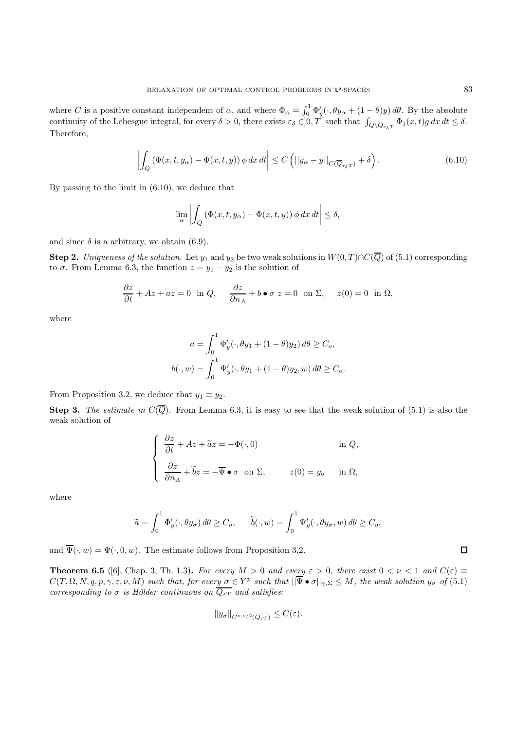where $C$ is a positive constant independent of $\alpha$, and where $\Phi_\alpha = \int_0^1 \Phi'_y(\cdot, \theta y_\alpha + (1-\theta)y)\, d\theta$. By the absolute continuity of the Lebesgue integral, for every $\delta > 0$, there exists $\varepsilon_\delta \in ]0, T[$ such that $\int_{Q \setminus Q_{\varepsilon_\delta T}} \Phi_1(x,t) g \, dx \, dt \leq \delta$. Therefore,

$$\left| \int_Q \left( \Phi(x,t,y_\alpha) - \Phi(x,t,y) \right) \phi \, dx \, dt \right| \leq C \left( ||y_\alpha - y||_{C(\overline{Q}_{\tau_\delta T})} + \delta \right). \tag{6.10}$$

By passing to the limit in (6.10), we deduce that

$$\lim_\alpha \left| \int_Q \left( \Phi(x,t,y_\alpha) - \Phi(x,t,y) \right) \phi \, dx \, dt \right| \leq \delta,$$

and since $\delta$ is a arbitrary, we obtain (6.9).

**Step 2.** *Uniqueness of the solution.* Let $y_1$ and $y_2$ be two weak solutions in $W(0,T) \cap C(\overline{Q})$ of (5.1) corresponding to $\sigma$. From Lemma 6.3, the function $z = y_1 - y_2$ is the solution of

$$\frac{\partial z}{\partial t} + Az + az = 0 \;\; \text{in } Q, \qquad \frac{\partial z}{\partial n_A} + b \bullet \sigma \; z = 0 \;\; \text{on } \Sigma, \qquad z(0) = 0 \;\; \text{in } \Omega,$$

where

$$a = \int_0^1 \Phi'_y(\cdot, \theta y_1 + (1-\theta)y_2)\, d\theta \geq C_o,$$
$$b(\cdot, w) = \int_0^1 \Psi'_y(\cdot, \theta y_1 + (1-\theta)y_2, w)\, d\theta \geq C_o.$$

From Proposition 3.2, we deduce that $y_1 \equiv y_2$.

**Step 3.** *The estimate in $C(\overline{Q})$.* From Lemma 6.3, it is easy to see that the weak solution of (5.1) is also the weak solution of

$$\begin{cases} \dfrac{\partial z}{\partial t} + Az + \widetilde{a} z = -\Phi(\cdot, 0) & \text{in } Q, \\[2ex] \dfrac{\partial z}{\partial n_A} + \widetilde{b} z = -\overline{\Psi} \bullet \sigma \;\; \text{on } \Sigma, \qquad z(0) = y_o & \text{in } \Omega, \end{cases}$$

where

$$\widetilde{a} = \int_0^1 \Phi'_y(\cdot, \theta y_\sigma)\, d\theta \geq C_o, \qquad \widetilde{b}(\cdot, w) = \int_0^1 \Psi'_y(\cdot, \theta y_\sigma, w)\, d\theta \geq C_o,$$

and $\overline{\Psi}(\cdot, w) = \Psi(\cdot, 0, w)$. The estimate follows from Proposition 3.2. $\square$

**Theorem 6.5** ([6], Chap. 3, Th. 1.3)**.** *For every $M > 0$ and every $\varepsilon > 0$, there exist $0 < \nu < 1$ and $C(\varepsilon) \equiv C(T, \Omega, N, q, p, \gamma, \varepsilon, \nu, M)$ such that, for every $\sigma \in Y^p$ such that $||\overline{\Psi} \bullet \sigma||_{\gamma, \Sigma} \leq M$, the weak solution $y_\sigma$ of (5.1) corresponding to $\sigma$ is Hölder continuous on $\overline{Q_{\varepsilon T}}$ and satisfies:*

$$\|y_\sigma\|_{C^{\nu, \nu/2}(\overline{Q_{\varepsilon T}})} \leq C(\varepsilon).$$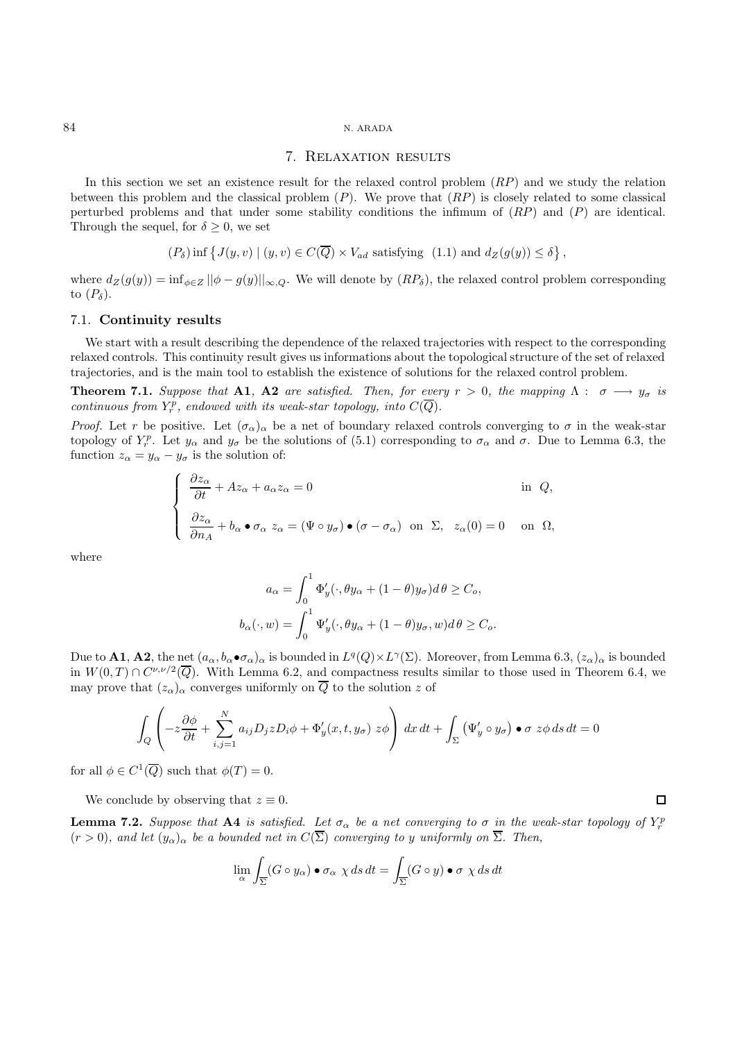## 7. Relaxation results

In this section we set an existence result for the relaxed control problem $(RP)$ and we study the relation between this problem and the classical problem $(P)$. We prove that $(RP)$ is closely related to some classical perturbed problems and that under some stability conditions the infimum of $(RP)$ and $(P)$ are identical. Through the sequel, for $\delta \geq 0$, we set

$$(P_\delta) \inf \left\{ J(y,v) \mid (y,v) \in C(\overline{Q}) \times V_{ad} \text{ satisfying } (1.1) \text{ and } d_Z(g(y)) \leq \delta \right\},$$

where $d_Z(g(y)) = \inf_{\phi \in Z} ||\phi - g(y)||_{\infty,Q}$. We will denote by $(RP_\delta)$, the relaxed control problem corresponding to $(P_\delta)$.

### 7.1. Continuity results

We start with a result describing the dependence of the relaxed trajectories with respect to the corresponding relaxed controls. This continuity result gives us informations about the topological structure of the set of relaxed trajectories, and is the main tool to establish the existence of solutions for the relaxed control problem.

**Theorem 7.1.** *Suppose that* **A1**, **A2** *are satisfied. Then, for every $r > 0$, the mapping $\Lambda : \sigma \longrightarrow y_\sigma$ is continuous from $Y_r^p$, endowed with its weak-star topology, into $C(\overline{Q})$.*

*Proof.* Let $r$ be positive. Let $(\sigma_\alpha)_\alpha$ be a net of boundary relaxed controls converging to $\sigma$ in the weak-star topology of $Y_r^p$. Let $y_\alpha$ and $y_\sigma$ be the solutions of (5.1) corresponding to $\sigma_\alpha$ and $\sigma$. Due to Lemma 6.3, the function $z_\alpha = y_\alpha - y_\sigma$ is the solution of:

$$\begin{cases} \dfrac{\partial z_\alpha}{\partial t} + Az_\alpha + a_\alpha z_\alpha = 0 & \text{in } Q, \\ \dfrac{\partial z_\alpha}{\partial n_A} + b_\alpha \bullet \sigma_\alpha \; z_\alpha = (\Psi \circ y_\sigma) \bullet (\sigma - \sigma_\alpha) \text{ on } \Sigma, \quad z_\alpha(0) = 0 & \text{on } \Omega, \end{cases}$$

where

$$a_\alpha = \int_0^1 \Phi_y'(\cdot, \theta y_\alpha + (1-\theta) y_\sigma) d\theta \geq C_o,$$

$$b_\alpha(\cdot, w) = \int_0^1 \Psi_y'(\cdot, \theta y_\alpha + (1-\theta) y_\sigma, w) d\theta \geq C_o.$$

Due to **A1**, **A2**, the net $(a_\alpha, b_\alpha \bullet \sigma_\alpha)_\alpha$ is bounded in $L^q(Q) \times L^\gamma(\Sigma)$. Moreover, from Lemma 6.3, $(z_\alpha)_\alpha$ is bounded in $W(0,T) \cap C^{\nu,\nu/2}(\overline{Q})$. With Lemma 6.2, and compactness results similar to those used in Theorem 6.4, we may prove that $(z_\alpha)_\alpha$ converges uniformly on $\overline{Q}$ to the solution $z$ of

$$\int_Q \left( -z \frac{\partial \phi}{\partial t} + \sum_{i,j=1}^N a_{ij} D_j z D_i \phi + \Phi_y'(x,t,y_\sigma) \; z\phi \right) dx\, dt + \int_\Sigma \left( \Psi_y' \circ y_\sigma \right) \bullet \sigma \; z\phi \, ds\, dt = 0$$

for all $\phi \in C^1(\overline{Q})$ such that $\phi(T) = 0$.

We conclude by observing that $z \equiv 0$. $\square$

**Lemma 7.2.** *Suppose that* **A4** *is satisfied. Let $\sigma_\alpha$ be a net converging to $\sigma$ in the weak-star topology of $Y_r^p$ $(r > 0)$, and let $(y_\alpha)_\alpha$ be a bounded net in $C(\overline{\Sigma})$ converging to $y$ uniformly on $\overline{\Sigma}$. Then,*

$$\lim_\alpha \int_{\overline{\Sigma}} (G \circ y_\alpha) \bullet \sigma_\alpha \; \chi \, ds\, dt = \int_{\overline{\Sigma}} (G \circ y) \bullet \sigma \; \chi \, ds\, dt$$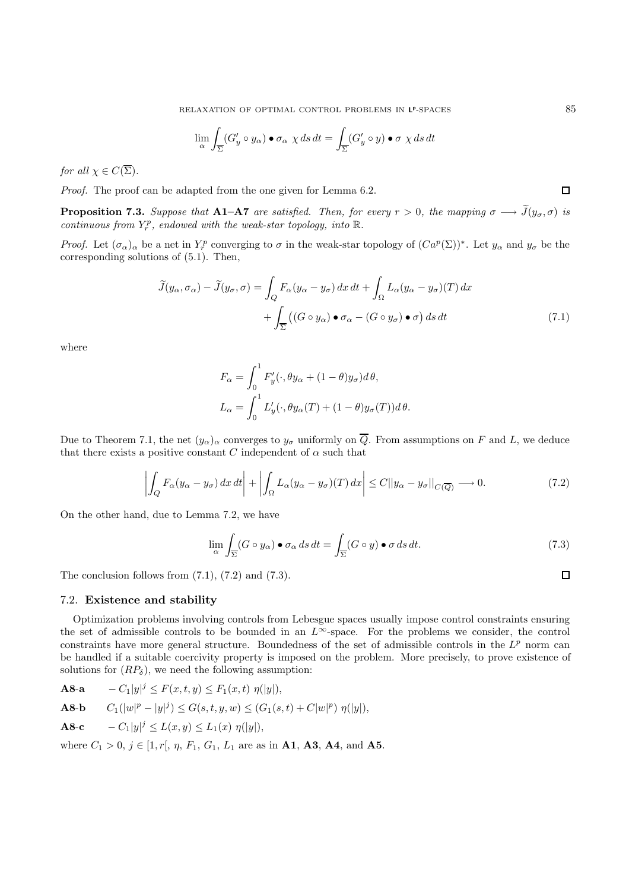$$\lim_\alpha \int_{\overline{\Sigma}} (G'_y \circ y_\alpha) \bullet \sigma_\alpha \; \chi \, ds \, dt = \int_{\overline{\Sigma}} (G'_y \circ y) \bullet \sigma \; \chi \, ds \, dt$$

*for all* $\chi \in C(\overline{\Sigma})$.

*Proof.* The proof can be adapted from the one given for Lemma 6.2. □

**Proposition 7.3.** *Suppose that* **A1**–**A7** *are satisfied. Then, for every* $r > 0$*, the mapping* $\sigma \longrightarrow \widetilde{J}(y_\sigma, \sigma)$ *is continuous from* $Y^p_r$*, endowed with the weak-star topology, into* $\mathbb{R}$.

*Proof.* Let $(\sigma_\alpha)_\alpha$ be a net in $Y^p_r$ converging to $\sigma$ in the weak-star topology of $(Ca^p(\Sigma))^*$. Let $y_\alpha$ and $y_\sigma$ be the corresponding solutions of (5.1). Then,

$$\widetilde{J}(y_\alpha, \sigma_\alpha) - \widetilde{J}(y_\sigma, \sigma) = \int_Q F_\alpha (y_\alpha - y_\sigma) \, dx \, dt + \int_\Omega L_\alpha (y_\alpha - y_\sigma)(T) \, dx + \int_{\overline{\Sigma}} \big( (G \circ y_\alpha) \bullet \sigma_\alpha - (G \circ y_\sigma) \bullet \sigma \big) \, ds \, dt \tag{7.1}$$

where

$$F_\alpha = \int_0^1 F'_y(\cdot, \theta y_\alpha + (1-\theta) y_\sigma) d\theta,$$
$$L_\alpha = \int_0^1 L'_y(\cdot, \theta y_\alpha(T) + (1-\theta) y_\sigma(T)) d\theta.$$

Due to Theorem 7.1, the net $(y_\alpha)_\alpha$ converges to $y_\sigma$ uniformly on $\overline{Q}$. From assumptions on $F$ and $L$, we deduce that there exists a positive constant $C$ independent of $\alpha$ such that

$$\left| \int_Q F_\alpha (y_\alpha - y_\sigma) \, dx \, dt \right| + \left| \int_\Omega L_\alpha (y_\alpha - y_\sigma)(T) \, dx \right| \le C ||y_\alpha - y_\sigma||_{C(\overline{Q})} \longrightarrow 0. \tag{7.2}$$

On the other hand, due to Lemma 7.2, we have

$$\lim_\alpha \int_{\overline{\Sigma}} (G \circ y_\alpha) \bullet \sigma_\alpha \, ds \, dt = \int_{\overline{\Sigma}} (G \circ y) \bullet \sigma \, ds \, dt. \tag{7.3}$$

The conclusion follows from (7.1), (7.2) and (7.3). □

### 7.2. **Existence and stability**

Optimization problems involving controls from Lebesgue spaces usually impose control constraints ensuring the set of admissible controls to be bounded in an $L^\infty$-space. For the problems we consider, the control constraints have more general structure. Boundedness of the set of admissible controls in the $L^p$ norm can be handled if a suitable coercivity property is imposed on the problem. More precisely, to prove existence of solutions for $(RP_\delta)$, we need the following assumption:

**A8-a** $\quad -C_1 |y|^j \le F(x,t,y) \le F_1(x,t) \; \eta(|y|)$,

**A8-b** $\quad C_1(|w|^p - |y|^j) \le G(s,t,y,w) \le (G_1(s,t) + C|w|^p) \; \eta(|y|)$,

**A8-c** $\quad -C_1 |y|^j \le L(x,y) \le L_1(x) \; \eta(|y|)$,

where $C_1 > 0$, $j \in [1, r[$, $\eta$, $F_1$, $G_1$, $L_1$ are as in **A1**, **A3**, **A4**, and **A5**.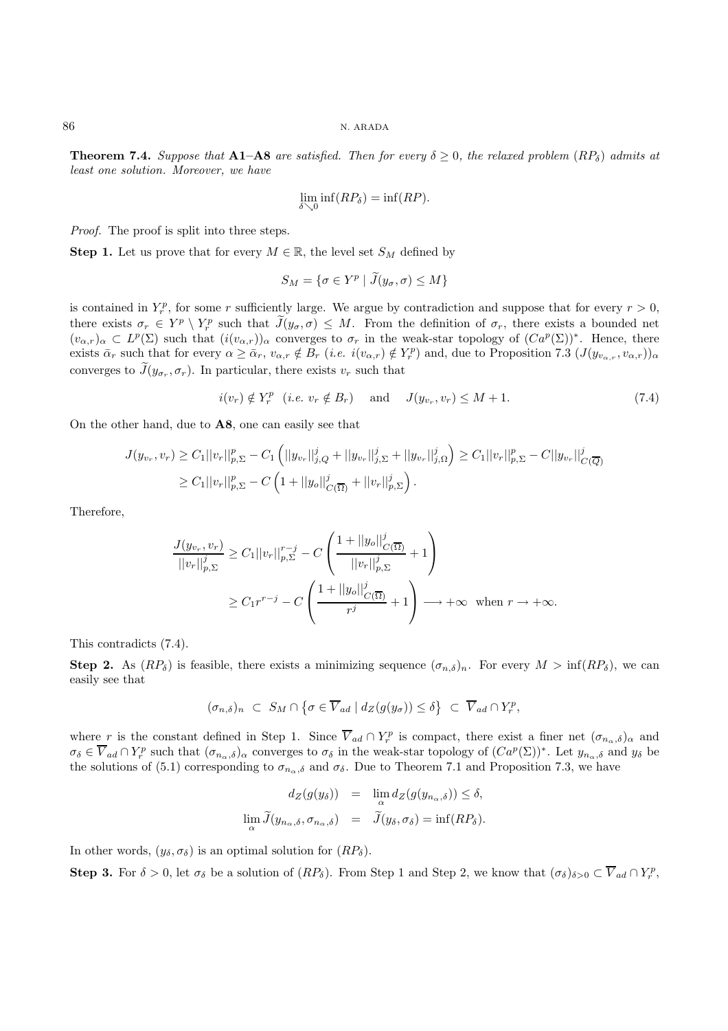**Theorem 7.4.** *Suppose that* **A1**–**A8** *are satisfied. Then for every $\delta \geq 0$, the relaxed problem $(RP_\delta)$ admits at least one solution. Moreover, we have*

$$\lim_{\delta \searrow 0} \inf(RP_\delta) = \inf(RP).$$

*Proof.* The proof is split into three steps.

**Step 1.** Let us prove that for every $M \in \mathbb{R}$, the level set $S_M$ defined by

$$S_M = \{\sigma \in Y^p \mid \widetilde{J}(y_\sigma, \sigma) \leq M\}$$

is contained in $Y_r^p$, for some $r$ sufficiently large. We argue by contradiction and suppose that for every $r > 0$, there exists $\sigma_r \in Y^p \setminus Y_r^p$ such that $\widetilde{J}(y_\sigma, \sigma) \leq M$. From the definition of $\sigma_r$, there exists a bounded net $(v_{\alpha,r})_\alpha \subset L^p(\Sigma)$ such that $(i(v_{\alpha,r}))_\alpha$ converges to $\sigma_r$ in the weak-star topology of $(Ca^p(\Sigma))^*$. Hence, there exists $\bar{\alpha}_r$ such that for every $\alpha \geq \bar{\alpha}_r$, $v_{\alpha,r} \notin B_r$ (*i.e.* $i(v_{\alpha,r}) \notin Y_r^p$) and, due to Proposition 7.3 $(J(y_{v_{\alpha,r}}, v_{\alpha,r}))_\alpha$ converges to $\widetilde{J}(y_{\sigma_r}, \sigma_r)$. In particular, there exists $v_r$ such that

$$i(v_r) \notin Y_r^p \quad (\textit{i.e. } v_r \notin B_r) \quad \text{and} \quad J(y_{v_r}, v_r) \leq M + 1. \tag{7.4}$$

On the other hand, due to **A8**, one can easily see that

$$\begin{aligned}
J(y_{v_r}, v_r) &\geq C_1 ||v_r||_{p,\Sigma}^p - C_1 \left( ||y_{v_r}||_{j,Q}^j + ||y_{v_r}||_{j,\Sigma}^j + ||y_{v_r}||_{j,\Omega}^j \right) \geq C_1 ||v_r||_{p,\Sigma}^p - C ||y_{v_r}||_{C(\overline{Q})}^j \\
&\geq C_1 ||v_r||_{p,\Sigma}^p - C \left( 1 + ||y_o||_{C(\overline{\Omega})}^j + ||v_r||_{p,\Sigma}^j \right).
\end{aligned}$$

Therefore,

$$\begin{aligned}
\frac{J(y_{v_r}, v_r)}{||v_r||_{p,\Sigma}^j} &\geq C_1 ||v_r||_{p,\Sigma}^{r-j} - C \left( \frac{1 + ||y_o||_{C(\overline{\Omega})}^j}{||v_r||_{p,\Sigma}^j} + 1 \right) \\
&\geq C_1 r^{r-j} - C \left( \frac{1 + ||y_o||_{C(\overline{\Omega})}^j}{r^j} + 1 \right) \longrightarrow +\infty \quad \text{when } r \to +\infty.
\end{aligned}$$

This contradicts (7.4).

**Step 2.** As $(RP_\delta)$ is feasible, there exists a minimizing sequence $(\sigma_{n,\delta})_n$. For every $M > \inf(RP_\delta)$, we can easily see that

$$(\sigma_{n,\delta})_n \;\subset\; S_M \cap \left\{ \sigma \in \overline{V}_{ad} \mid d_Z(g(y_\sigma)) \leq \delta \right\} \;\subset\; \overline{V}_{ad} \cap Y_r^p,$$

where $r$ is the constant defined in Step 1. Since $\overline{V}_{ad} \cap Y_r^p$ is compact, there exist a finer net $(\sigma_{n_\alpha,\delta})_\alpha$ and $\sigma_\delta \in \overline{V}_{ad} \cap Y_r^p$ such that $(\sigma_{n_\alpha,\delta})_\alpha$ converges to $\sigma_\delta$ in the weak-star topology of $(Ca^p(\Sigma))^*$. Let $y_{n_\alpha,\delta}$ and $y_\delta$ be the solutions of (5.1) corresponding to $\sigma_{n_\alpha,\delta}$ and $\sigma_\delta$. Due to Theorem 7.1 and Proposition 7.3, we have

$$\begin{aligned}
d_Z(g(y_\delta)) &= \lim_\alpha d_Z(g(y_{n_\alpha,\delta})) \leq \delta, \\
\lim_\alpha \widetilde{J}(y_{n_\alpha,\delta}, \sigma_{n_\alpha,\delta}) &= \widetilde{J}(y_\delta, \sigma_\delta) = \inf(RP_\delta).
\end{aligned}$$

In other words, $(y_\delta, \sigma_\delta)$ is an optimal solution for $(RP_\delta)$.

**Step 3.** For $\delta > 0$, let $\sigma_\delta$ be a solution of $(RP_\delta)$. From Step 1 and Step 2, we know that $(\sigma_\delta)_{\delta > 0} \subset \overline{V}_{ad} \cap Y_r^p$,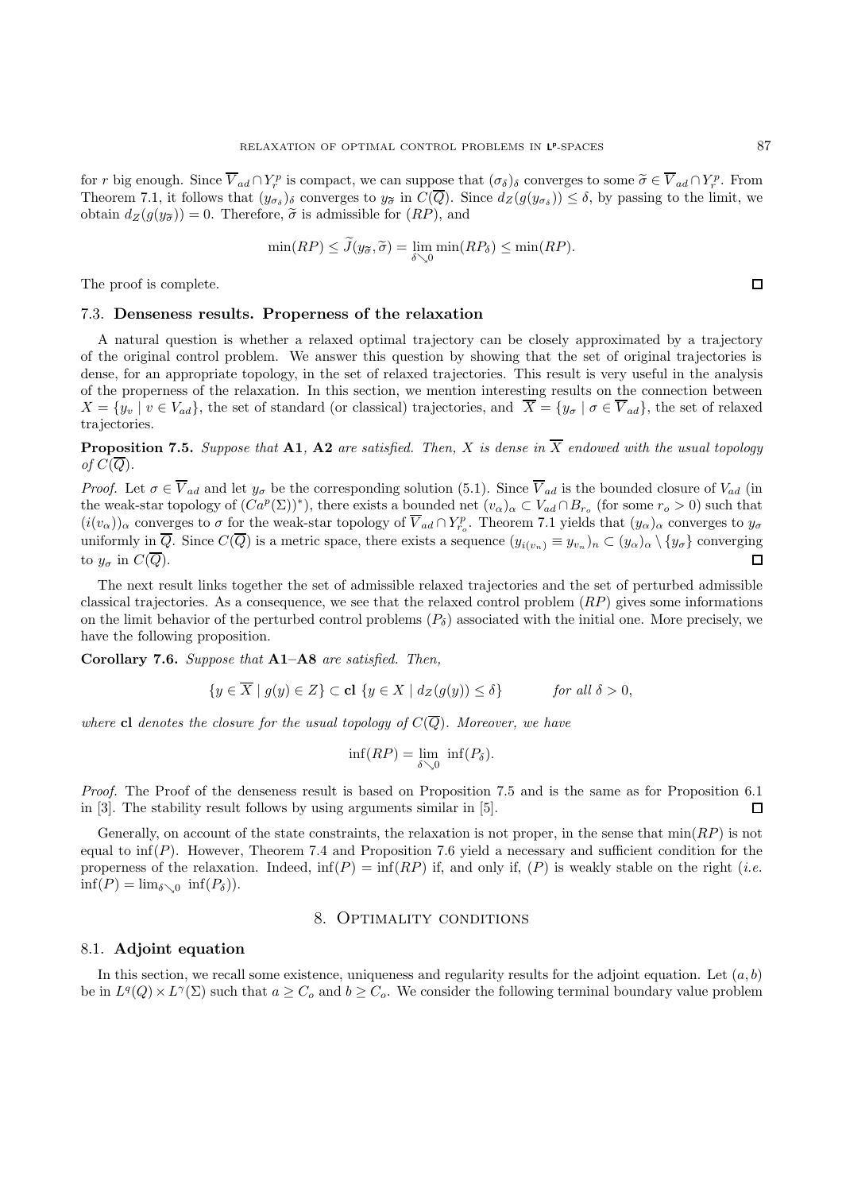for $r$ big enough. Since $\overline{V}_{ad} \cap Y_r^p$ is compact, we can suppose that $(\sigma_\delta)_\delta$ converges to some $\widetilde{\sigma} \in \overline{V}_{ad} \cap Y_r^p$. From Theorem 7.1, it follows that $(y_{\sigma_\delta})_\delta$ converges to $y_{\widetilde{\sigma}}$ in $C(\overline{Q})$. Since $d_Z(g(y_{\sigma_\delta})) \leq \delta$, by passing to the limit, we obtain $d_Z(g(y_{\widetilde{\sigma}})) = 0$. Therefore, $\widetilde{\sigma}$ is admissible for $(RP)$, and

$$\min(RP) \leq \widetilde{J}(y_{\widetilde{\sigma}}, \widetilde{\sigma}) = \lim_{\delta \searrow 0} \min(RP_\delta) \leq \min(RP).$$

The proof is complete. □

### 7.3. Denseness results. Properness of the relaxation

A natural question is whether a relaxed optimal trajectory can be closely approximated by a trajectory of the original control problem. We answer this question by showing that the set of original trajectories is dense, for an appropriate topology, in the set of relaxed trajectories. This result is very useful in the analysis of the properness of the relaxation. In this section, we mention interesting results on the connection between $X = \{y_v \mid v \in V_{ad}\}$, the set of standard (or classical) trajectories, and $\overline{X} = \{y_\sigma \mid \sigma \in \overline{V}_{ad}\}$, the set of relaxed trajectories.

**Proposition 7.5.** *Suppose that* **A1**, **A2** *are satisfied. Then, $X$ is dense in $\overline{X}$ endowed with the usual topology of $C(\overline{Q})$.*

*Proof.* Let $\sigma \in \overline{V}_{ad}$ and let $y_\sigma$ be the corresponding solution (5.1). Since $\overline{V}_{ad}$ is the bounded closure of $V_{ad}$ (in the weak-star topology of $(Ca^p(\Sigma))^*$), there exists a bounded net $(v_\alpha)_\alpha \subset V_{ad} \cap B_{r_o}$ (for some $r_o > 0$) such that $(i(v_\alpha))_\alpha$ converges to $\sigma$ for the weak-star topology of $\overline{V}_{ad} \cap Y_{r_o}^p$. Theorem 7.1 yields that $(y_\alpha)_\alpha$ converges to $y_\sigma$ uniformly in $\overline{Q}$. Since $C(\overline{Q})$ is a metric space, there exists a sequence $(y_{i(v_n)} \equiv y_{v_n})_n \subset (y_\alpha)_\alpha \setminus \{y_\sigma\}$ converging to $y_\sigma$ in $C(\overline{Q})$. □

The next result links together the set of admissible relaxed trajectories and the set of perturbed admissible classical trajectories. As a consequence, we see that the relaxed control problem $(RP)$ gives some informations on the limit behavior of the perturbed control problems $(P_\delta)$ associated with the initial one. More precisely, we have the following proposition.

**Corollary 7.6.** *Suppose that* **A1**–**A8** *are satisfied. Then,*

$$\{y \in \overline{X} \mid g(y) \in Z\} \subset \mathbf{cl}\ \{y \in X \mid d_Z(g(y)) \leq \delta\} \qquad \textit{for all } \delta > 0,$$

*where* **cl** *denotes the closure for the usual topology of $C(\overline{Q})$. Moreover, we have*

$$\inf(RP) = \lim_{\delta \searrow 0}\ \inf(P_\delta).$$

*Proof.* The Proof of the denseness result is based on Proposition 7.5 and is the same as for Proposition 6.1 in [3]. The stability result follows by using arguments similar in [5]. □

Generally, on account of the state constraints, the relaxation is not proper, in the sense that $\min(RP)$ is not equal to $\inf(P)$. However, Theorem 7.4 and Proposition 7.6 yield a necessary and sufficient condition for the properness of the relaxation. Indeed, $\inf(P) = \inf(RP)$ if, and only if, $(P)$ is weakly stable on the right (*i.e.* $\inf(P) = \lim_{\delta \searrow 0}\ \inf(P_\delta)$).

## 8. Optimality conditions

### 8.1. Adjoint equation

In this section, we recall some existence, uniqueness and regularity results for the adjoint equation. Let $(a, b)$ be in $L^q(Q) \times L^\gamma(\Sigma)$ such that $a \geq C_o$ and $b \geq C_o$. We consider the following terminal boundary value problem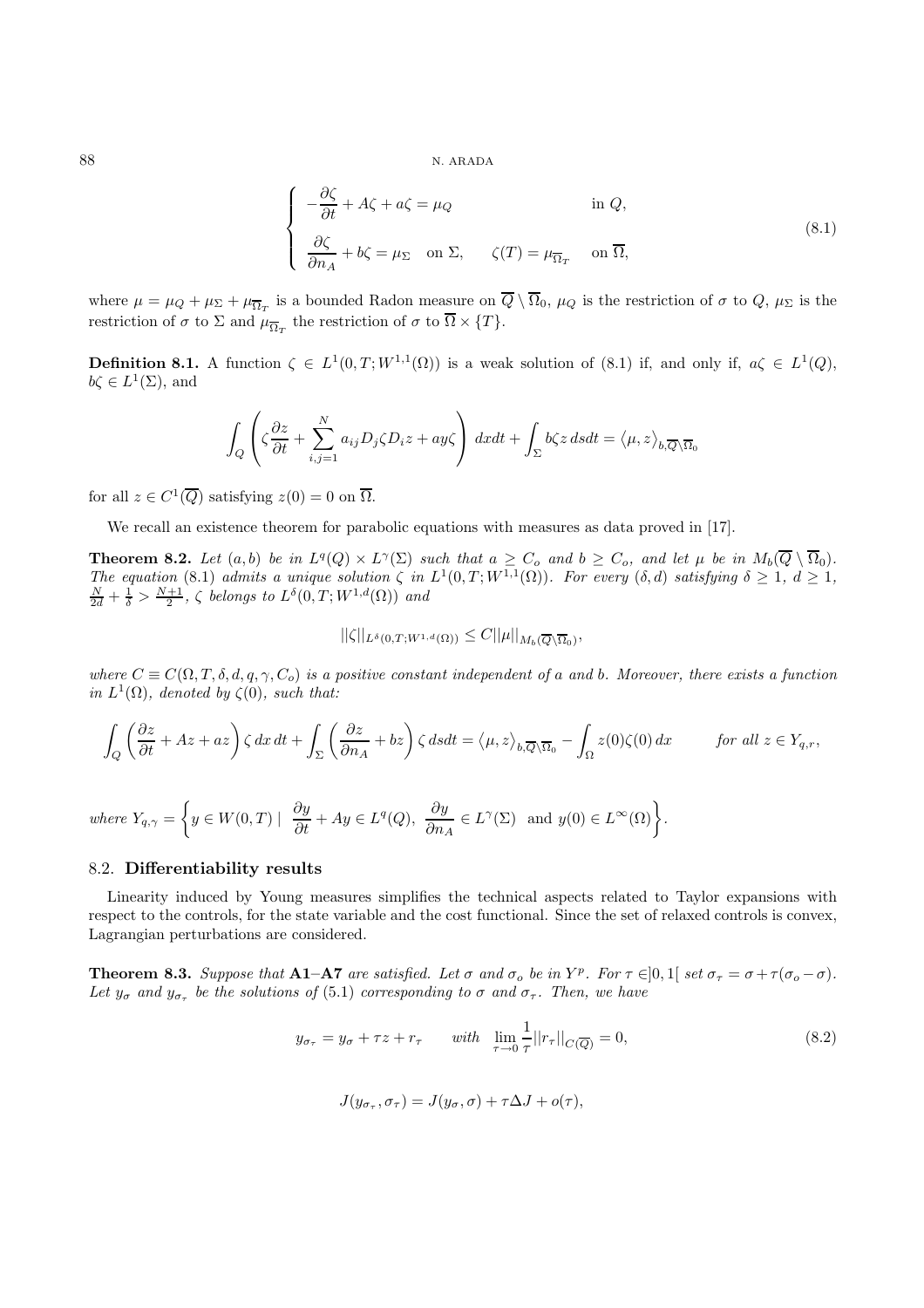$$
\begin{cases}
-\dfrac{\partial \zeta}{\partial t} + A\zeta + a\zeta = \mu_Q & \text{in } Q, \\[2ex]
\dfrac{\partial \zeta}{\partial n_A} + b\zeta = \mu_\Sigma \quad \text{on } \Sigma, \qquad \zeta(T) = \mu_{\overline{\Omega}_T} & \text{on } \overline{\Omega},
\end{cases}
\tag{8.1}
$$

where $\mu = \mu_Q + \mu_\Sigma + \mu_{\overline{\Omega}_T}$ is a bounded Radon measure on $\overline{Q} \setminus \overline{\Omega}_0$, $\mu_Q$ is the restriction of $\sigma$ to $Q$, $\mu_\Sigma$ is the restriction of $\sigma$ to $\Sigma$ and $\mu_{\overline{\Omega}_T}$ the restriction of $\sigma$ to $\overline{\Omega} \times \{T\}$.

**Definition 8.1.** A function $\zeta \in L^1(0,T; W^{1,1}(\Omega))$ is a weak solution of (8.1) if, and only if, $a\zeta \in L^1(Q)$, $b\zeta \in L^1(\Sigma)$, and

$$
\int_Q \left( \zeta \frac{\partial z}{\partial t} + \sum_{i,j=1}^N a_{ij} D_j \zeta D_i z + ay\zeta \right) dxdt + \int_\Sigma b\zeta z \, dsdt = \left\langle \mu, z \right\rangle_{b, \overline{Q} \setminus \overline{\Omega}_0}
$$

for all $z \in C^1(\overline{Q})$ satisfying $z(0) = 0$ on $\overline{\Omega}$.

We recall an existence theorem for parabolic equations with measures as data proved in [17].

**Theorem 8.2.** *Let $(a,b)$ be in $L^q(Q) \times L^\gamma(\Sigma)$ such that $a \geq C_o$ and $b \geq C_o$, and let $\mu$ be in $M_b(\overline{Q} \setminus \overline{\Omega}_0)$. The equation* (8.1) *admits a unique solution $\zeta$ in $L^1(0,T; W^{1,1}(\Omega))$. For every $(\delta, d)$ satisfying $\delta \geq 1$, $d \geq 1$, $\frac{N}{2d} + \frac{1}{\delta} > \frac{N+1}{2}$, $\zeta$ belongs to $L^\delta(0,T; W^{1,d}(\Omega))$ and*

$$
||\zeta||_{L^\delta(0,T;W^{1,d}(\Omega))} \leq C ||\mu||_{M_b(\overline{Q} \setminus \overline{\Omega}_0)},
$$

*where $C \equiv C(\Omega, T, \delta, d, q, \gamma, C_o)$ is a positive constant independent of $a$ and $b$. Moreover, there exists a function in $L^1(\Omega)$, denoted by $\zeta(0)$, such that:*

$$
\int_Q \left( \frac{\partial z}{\partial t} + Az + az \right) \zeta \, dx \, dt + \int_\Sigma \left( \frac{\partial z}{\partial n_A} + bz \right) \zeta \, dsdt = \left\langle \mu, z \right\rangle_{b, \overline{Q} \setminus \overline{\Omega}_0} - \int_\Omega z(0) \zeta(0) \, dx \qquad \text{for all } z \in Y_{q,r},
$$

*where* $Y_{q,\gamma} = \left\{ y \in W(0,T) \mid \dfrac{\partial y}{\partial t} + Ay \in L^q(Q), \ \dfrac{\partial y}{\partial n_A} \in L^\gamma(\Sigma) \ \text{ and } y(0) \in L^\infty(\Omega) \right\}.$

### 8.2. Differentiability results

Linearity induced by Young measures simplifies the technical aspects related to Taylor expansions with respect to the controls, for the state variable and the cost functional. Since the set of relaxed controls is convex, Lagrangian perturbations are considered.

**Theorem 8.3.** *Suppose that* **A1**–**A7** *are satisfied. Let $\sigma$ and $\sigma_o$ be in $Y^p$. For $\tau \in ]0,1[$ set $\sigma_\tau = \sigma + \tau(\sigma_o - \sigma)$. Let $y_\sigma$ and $y_{\sigma_\tau}$ be the solutions of* (5.1) *corresponding to $\sigma$ and $\sigma_\tau$. Then, we have*

$$
y_{\sigma_\tau} = y_\sigma + \tau z + r_\tau \qquad \textit{with} \quad \lim_{\tau \to 0} \frac{1}{\tau} ||r_\tau||_{C(\overline{Q})} = 0,
\tag{8.2}
$$

$$
J(y_{\sigma_\tau}, \sigma_\tau) = J(y_\sigma, \sigma) + \tau \Delta J + o(\tau),
$$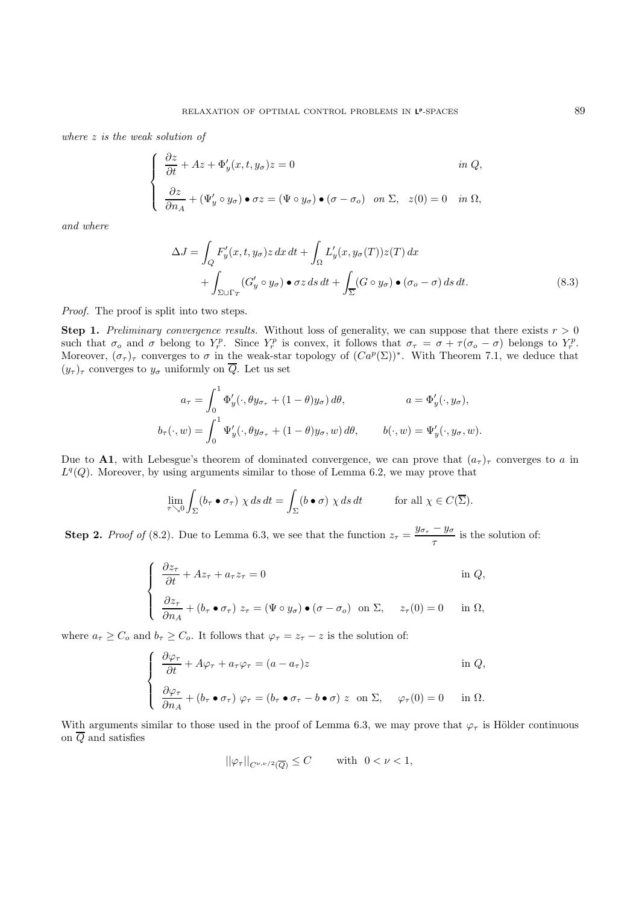*where $z$ is the weak solution of*

$$
\begin{cases}
\dfrac{\partial z}{\partial t} + Az + \Phi'_y(x,t,y_\sigma)z = 0 & \textit{in } Q, \\[2ex]
\dfrac{\partial z}{\partial n_A} + (\Psi'_y \circ y_\sigma) \bullet \sigma z = (\Psi \circ y_\sigma) \bullet (\sigma - \sigma_o) \quad \textit{on } \Sigma, \quad z(0) = 0 & \textit{in } \Omega,
\end{cases}
$$

*and where*

$$
\begin{aligned}
\Delta J = &\int_Q F'_y(x,t,y_\sigma) z \, dx \, dt + \int_\Omega L'_y(x, y_\sigma(T)) z(T) \, dx \\
&+ \int_{\Sigma \cup \Gamma_T} (G'_y \circ y_\sigma) \bullet \sigma z \, ds \, dt + \int_{\overline{\Sigma}} (G \circ y_\sigma) \bullet (\sigma_o - \sigma) \, ds \, dt. 
\end{aligned} \tag{8.3}
$$

*Proof.* The proof is split into two steps.

**Step 1.** *Preliminary convergence results.* Without loss of generality, we can suppose that there exists $r > 0$ such that $\sigma_o$ and $\sigma$ belong to $Y_r^p$. Since $Y_r^p$ is convex, it follows that $\sigma_\tau = \sigma + \tau(\sigma_o - \sigma)$ belongs to $Y_r^p$. Moreover, $(\sigma_\tau)_\tau$ converges to $\sigma$ in the weak-star topology of $(Ca^p(\Sigma))^*$. With Theorem 7.1, we deduce that $(y_\tau)_\tau$ converges to $y_\sigma$ uniformly on $\overline{Q}$. Let us set

$$
a_\tau = \int_0^1 \Phi'_y(\cdot, \theta y_{\sigma_\tau} + (1-\theta) y_\sigma) \, d\theta, \qquad\qquad a = \Phi'_y(\cdot, y_\sigma),
$$

$$
b_\tau(\cdot, w) = \int_0^1 \Psi'_y(\cdot, \theta y_{\sigma_\tau} + (1-\theta) y_\sigma, w) \, d\theta, \qquad b(\cdot, w) = \Psi'_y(\cdot, y_\sigma, w).
$$

Due to **A1**, with Lebesgue's theorem of dominated convergence, we can prove that $(a_\tau)_\tau$ converges to $a$ in $L^q(Q)$. Moreover, by using arguments similar to those of Lemma 6.2, we may prove that

$$
\lim_{\tau \searrow 0} \int_\Sigma (b_\tau \bullet \sigma_\tau) \, \chi \, ds \, dt = \int_\Sigma (b \bullet \sigma) \, \chi \, ds \, dt \qquad \text{for all } \chi \in C(\overline{\Sigma}).
$$

**Step 2.** *Proof of* (8.2). Due to Lemma 6.3, we see that the function $z_\tau = \dfrac{y_{\sigma_\tau} - y_\sigma}{\tau}$ is the solution of:

$$
\begin{cases}
\dfrac{\partial z_\tau}{\partial t} + Az_\tau + a_\tau z_\tau = 0 & \text{in } Q, \\[2ex]
\dfrac{\partial z_\tau}{\partial n_A} + (b_\tau \bullet \sigma_\tau) \; z_\tau = (\Psi \circ y_\sigma) \bullet (\sigma - \sigma_o) \quad \text{on } \Sigma, \quad z_\tau(0) = 0 & \text{in } \Omega,
\end{cases}
$$

where $a_\tau \geq C_o$ and $b_\tau \geq C_o$. It follows that $\varphi_\tau = z_\tau - z$ is the solution of:

$$
\begin{cases}
\dfrac{\partial \varphi_\tau}{\partial t} + A\varphi_\tau + a_\tau \varphi_\tau = (a - a_\tau) z & \text{in } Q, \\[2ex]
\dfrac{\partial \varphi_\tau}{\partial n_A} + (b_\tau \bullet \sigma_\tau) \; \varphi_\tau = (b_\tau \bullet \sigma_\tau - b \bullet \sigma) \; z \quad \text{on } \Sigma, \quad \varphi_\tau(0) = 0 & \text{in } \Omega.
\end{cases}
$$

With arguments similar to those used in the proof of Lemma 6.3, we may prove that $\varphi_\tau$ is Hölder continuous on $\overline{Q}$ and satisfies

$$
||\varphi_\tau||_{C^{\nu, \nu/2}(\overline{Q})} \leq C \qquad \text{with } \; 0 < \nu < 1,
$$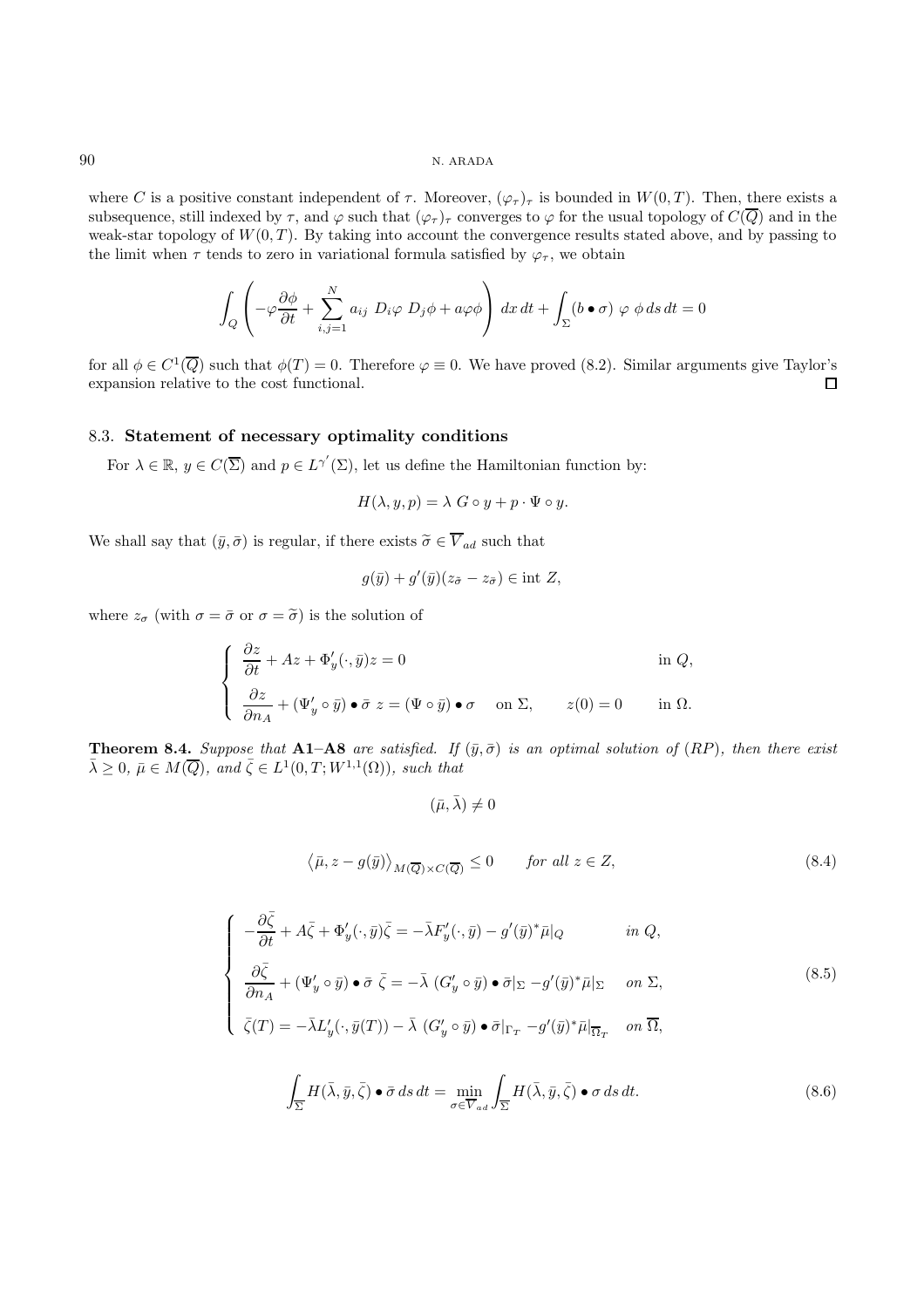where $C$ is a positive constant independent of $\tau$. Moreover, $(\varphi_\tau)_\tau$ is bounded in $W(0,T)$. Then, there exists a subsequence, still indexed by $\tau$, and $\varphi$ such that $(\varphi_\tau)_\tau$ converges to $\varphi$ for the usual topology of $C(\overline{Q})$ and in the weak-star topology of $W(0,T)$. By taking into account the convergence results stated above, and by passing to the limit when $\tau$ tends to zero in variational formula satisfied by $\varphi_\tau$, we obtain

$$\int_Q \left( -\varphi \frac{\partial \phi}{\partial t} + \sum_{i,j=1}^N a_{ij}\ D_i\varphi\ D_j\phi + a\varphi\phi \right) dx\, dt + \int_\Sigma (b \bullet \sigma)\ \varphi\ \phi\, ds\, dt = 0$$

for all $\phi \in C^1(\overline{Q})$ such that $\phi(T) = 0$. Therefore $\varphi \equiv 0$. We have proved (8.2). Similar arguments give Taylor's expansion relative to the cost functional. $\square$

### 8.3. Statement of necessary optimality conditions

For $\lambda \in \mathbb{R}$, $y \in C(\overline{\Sigma})$ and $p \in L^{\gamma'}(\Sigma)$, let us define the Hamiltonian function by:

$$H(\lambda, y, p) = \lambda\ G \circ y + p \cdot \Psi \circ y.$$

We shall say that $(\bar{y}, \bar{\sigma})$ is regular, if there exists $\widetilde{\sigma} \in \overline{V}_{ad}$ such that

$$g(\bar{y}) + g'(\bar{y})(z_{\widetilde{\sigma}} - z_{\bar{\sigma}}) \in \text{int}\ Z,$$

where $z_\sigma$ (with $\sigma = \bar{\sigma}$ or $\sigma = \widetilde{\sigma}$) is the solution of

$$\begin{cases} \dfrac{\partial z}{\partial t} + Az + \Phi'_y(\cdot, \bar{y})z = 0 & \text{in } Q, \\[2mm] \dfrac{\partial z}{\partial n_A} + (\Psi'_y \circ \bar{y}) \bullet \bar{\sigma}\ z = (\Psi \circ \bar{y}) \bullet \sigma \quad \text{on } \Sigma, \qquad z(0) = 0 & \text{in } \Omega. \end{cases}$$

**Theorem 8.4.** *Suppose that* **A1–A8** *are satisfied. If $(\bar{y}, \bar{\sigma})$ is an optimal solution of $(RP)$, then there exist $\bar{\lambda} \geq 0$, $\bar{\mu} \in M(\overline{Q})$, and $\bar{\zeta} \in L^1(0,T;W^{1,1}(\Omega))$, such that*

$$(\bar{\mu}, \bar{\lambda}) \neq 0$$

$$\left\langle \bar{\mu}, z - g(\bar{y}) \right\rangle_{M(\overline{Q}) \times C(\overline{Q})} \leq 0 \qquad \text{for all } z \in Z, \tag{8.4}$$

$$\begin{cases} -\dfrac{\partial \bar{\zeta}}{\partial t} + A\bar{\zeta} + \Phi'_y(\cdot, \bar{y})\bar{\zeta} = -\bar{\lambda} F'_y(\cdot, \bar{y}) - g'(\bar{y})^* \bar{\mu}|_Q & \text{in } Q, \\[2mm] \dfrac{\partial \bar{\zeta}}{\partial n_A} + (\Psi'_y \circ \bar{y}) \bullet \bar{\sigma}\ \bar{\zeta} = -\bar{\lambda}\ (G'_y \circ \bar{y}) \bullet \bar{\sigma}|_\Sigma - g'(\bar{y})^* \bar{\mu}|_\Sigma & \text{on } \Sigma, \\[2mm] \bar{\zeta}(T) = -\bar{\lambda} L'_y(\cdot, \bar{y}(T)) - \bar{\lambda}\ (G'_y \circ \bar{y}) \bullet \bar{\sigma}|_{\Gamma_T} - g'(\bar{y})^* \bar{\mu}|_{\overline{\Omega}_T} & \text{on } \overline{\Omega}, \end{cases} \tag{8.5}$$

$$\int_{\overline{\Sigma}} H(\bar{\lambda}, \bar{y}, \bar{\zeta}) \bullet \bar{\sigma}\, ds\, dt = \min_{\sigma \in \overline{V}_{ad}} \int_{\overline{\Sigma}} H(\bar{\lambda}, \bar{y}, \bar{\zeta}) \bullet \sigma\, ds\, dt. \tag{8.6}$$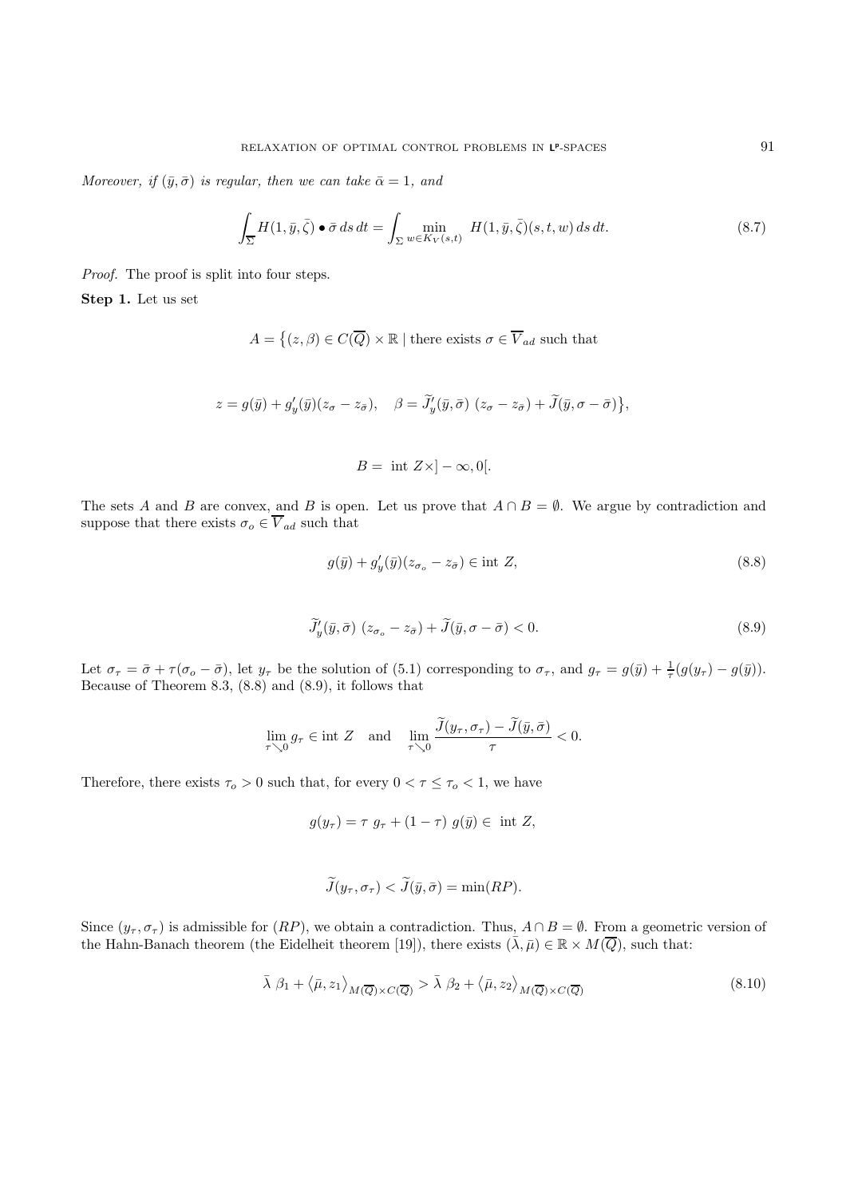*Moreover, if $(\bar{y}, \bar{\sigma})$ is regular, then we can take $\bar{\alpha} = 1$, and*

$$\int_{\overline{\Sigma}} H(1, \bar{y}, \bar{\zeta}) \bullet \bar{\sigma} \, ds \, dt = \int_{\Sigma} \min_{w \in K_V(s,t)} H(1, \bar{y}, \bar{\zeta})(s, t, w) \, ds \, dt. \tag{8.7}$$

*Proof.* The proof is split into four steps.

**Step 1.** Let us set

$$A = \big\{(z, \beta) \in C(\overline{Q}) \times \mathbb{R} \mid \text{there exists } \sigma \in \overline{V}_{ad} \text{ such that}$$

$$z = g(\bar{y}) + g'_y(\bar{y})(z_\sigma - z_{\bar{\sigma}}), \quad \beta = \widetilde{J}'_y(\bar{y}, \bar{\sigma}) \ (z_\sigma - z_{\bar{\sigma}}) + \widetilde{J}(\bar{y}, \sigma - \bar{\sigma})\big\},$$

$$B = \text{ int } Z \times ] - \infty, 0[.$$

The sets $A$ and $B$ are convex, and $B$ is open. Let us prove that $A \cap B = \emptyset$. We argue by contradiction and suppose that there exists $\sigma_o \in \overline{V}_{ad}$ such that

$$g(\bar{y}) + g'_y(\bar{y})(z_{\sigma_o} - z_{\bar{\sigma}}) \in \text{int } Z, \tag{8.8}$$

$$\widetilde{J}'_y(\bar{y}, \bar{\sigma}) \ (z_{\sigma_o} - z_{\bar{\sigma}}) + \widetilde{J}(\bar{y}, \sigma - \bar{\sigma}) < 0. \tag{8.9}$$

Let $\sigma_\tau = \bar{\sigma} + \tau(\sigma_o - \bar{\sigma})$, let $y_\tau$ be the solution of (5.1) corresponding to $\sigma_\tau$, and $g_\tau = g(\bar{y}) + \frac{1}{\tau}(g(y_\tau) - g(\bar{y}))$. Because of Theorem 8.3, (8.8) and (8.9), it follows that

$$\lim_{\tau \searrow 0} g_\tau \in \text{int } Z \quad \text{and} \quad \lim_{\tau \searrow 0} \frac{\widetilde{J}(y_\tau, \sigma_\tau) - \widetilde{J}(\bar{y}, \bar{\sigma})}{\tau} < 0.$$

Therefore, there exists $\tau_o > 0$ such that, for every $0 < \tau \leq \tau_o < 1$, we have

$$g(y_\tau) = \tau \ g_\tau + (1 - \tau) \ g(\bar{y}) \in \text{ int } Z,$$

$$\widetilde{J}(y_\tau, \sigma_\tau) < \widetilde{J}(\bar{y}, \bar{\sigma}) = \min(RP).$$

Since $(y_\tau, \sigma_\tau)$ is admissible for $(RP)$, we obtain a contradiction. Thus, $A \cap B = \emptyset$. From a geometric version of the Hahn-Banach theorem (the Eidelheit theorem [19]), there exists $(\bar{\lambda}, \bar{\mu}) \in \mathbb{R} \times M(\overline{Q})$, such that:

$$\bar{\lambda} \ \beta_1 + \langle \bar{\mu}, z_1 \rangle_{M(\overline{Q}) \times C(\overline{Q})} > \bar{\lambda} \ \beta_2 + \langle \bar{\mu}, z_2 \rangle_{M(\overline{Q}) \times C(\overline{Q})} \tag{8.10}$$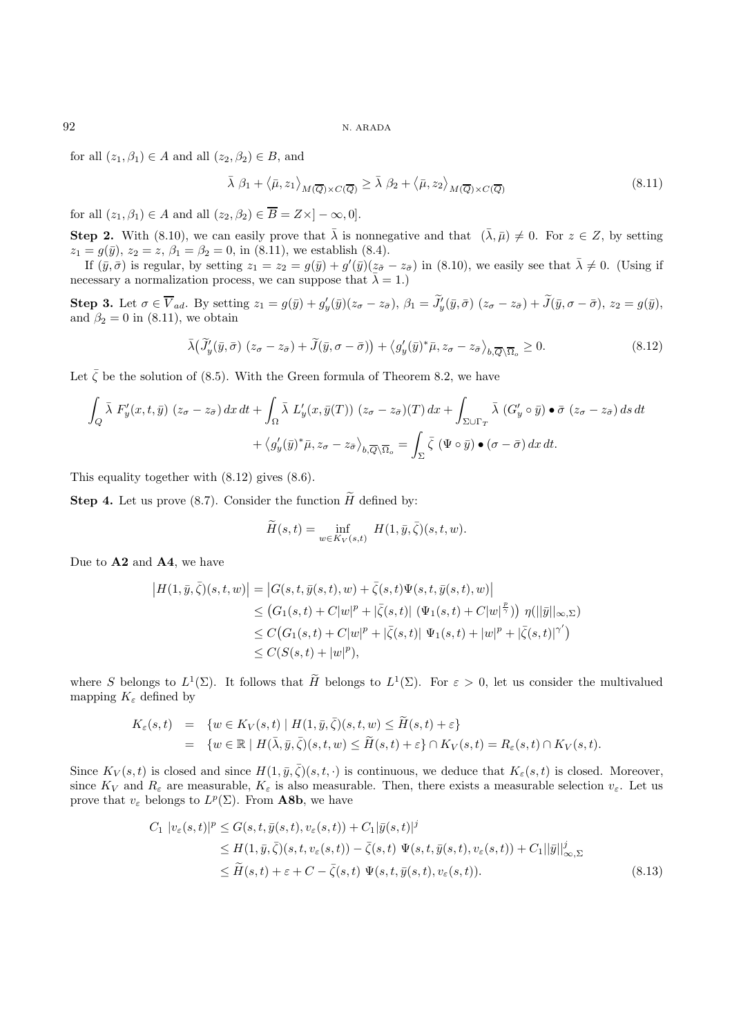for all $(z_1, \beta_1) \in A$ and all $(z_2, \beta_2) \in B$, and

$$\bar{\lambda}\ \beta_1 + \left\langle \bar{\mu}, z_1 \right\rangle_{M(\overline{Q})\times C(\overline{Q})} \geq \bar{\lambda}\ \beta_2 + \left\langle \bar{\mu}, z_2 \right\rangle_{M(\overline{Q})\times C(\overline{Q})} \tag{8.11}$$

for all $(z_1, \beta_1) \in A$ and all $(z_2, \beta_2) \in \overline{B} = Z\times ]-\infty, 0]$.

**Step 2.** With (8.10), we can easily prove that $\bar{\lambda}$ is nonnegative and that $(\bar{\lambda}, \bar{\mu}) \neq 0$. For $z \in Z$, by setting $z_1 = g(\bar{y})$, $z_2 = z$, $\beta_1 = \beta_2 = 0$, in (8.11), we establish (8.4).

If $(\bar{y}, \bar{\sigma})$ is regular, by setting $z_1 = z_2 = g(\bar{y}) + g'(\bar{y})(z_{\bar{\sigma}} - z_{\bar{\sigma}})$ in (8.10), we easily see that $\bar{\lambda} \neq 0$. (Using if necessary a normalization process, we can suppose that $\bar{\lambda} = 1$.)

**Step 3.** Let $\sigma \in \overline{V}_{ad}$. By setting $z_1 = g(\bar{y}) + g'_y(\bar{y})(z_\sigma - z_{\bar{\sigma}})$, $\beta_1 = \widetilde{J}'_y(\bar{y}, \bar{\sigma})\ (z_\sigma - z_{\bar{\sigma}}) + \widetilde{J}(\bar{y}, \sigma - \bar{\sigma})$, $z_2 = g(\bar{y})$, and $\beta_2 = 0$ in (8.11), we obtain

$$\bar{\lambda}\big(\widetilde{J}'_y(\bar{y}, \bar{\sigma})\ (z_\sigma - z_{\bar{\sigma}}) + \widetilde{J}(\bar{y}, \sigma - \bar{\sigma})\big) + \left\langle g'_y(\bar{y})^*\bar{\mu}, z_\sigma - z_{\bar{\sigma}}\right\rangle_{b,\overline{Q}\setminus\overline{\Omega}_o} \geq 0. \tag{8.12}$$

Let $\bar{\zeta}$ be the solution of (8.5). With the Green formula of Theorem 8.2, we have

$$\int_Q \bar{\lambda}\ F'_y(x,t,\bar{y})\ (z_\sigma - z_{\bar{\sigma}})\,dx\,dt + \int_\Omega \bar{\lambda}\ L'_y(x, \bar{y}(T))\ (z_\sigma - z_{\bar{\sigma}})(T)\,dx + \int_{\Sigma\cup\Gamma_T} \bar{\lambda}\ (G'_y \circ \bar{y}) \bullet \bar{\sigma}\ (z_\sigma - z_{\bar{\sigma}})\,ds\,dt$$
$$+ \left\langle g'_y(\bar{y})^*\bar{\mu}, z_\sigma - z_{\bar{\sigma}}\right\rangle_{b,\overline{Q}\setminus\overline{\Omega}_o} = \int_\Sigma \bar{\zeta}\ (\Psi \circ \bar{y}) \bullet (\sigma - \bar{\sigma})\,dx\,dt.$$

This equality together with (8.12) gives (8.6).

**Step 4.** Let us prove (8.7). Consider the function $\widetilde{H}$ defined by:

$$\widetilde{H}(s,t) = \inf_{w \in K_V(s,t)} H(1, \bar{y}, \bar{\zeta})(s,t,w).$$

Due to **A2** and **A4**, we have

$$\begin{aligned}
\left|H(1,\bar{y},\bar{\zeta})(s,t,w)\right| &= \left|G(s,t,\bar{y}(s,t),w) + \bar{\zeta}(s,t)\Psi(s,t,\bar{y}(s,t),w)\right| \\
&\leq \big(G_1(s,t) + C|w|^p + |\bar{\zeta}(s,t)|\ (\Psi_1(s,t) + C|w|^{\frac{p}{\gamma}})\big)\ \eta(||\bar{y}||_{\infty,\Sigma}) \\
&\leq C\big(G_1(s,t) + C|w|^p + |\bar{\zeta}(s,t)|\ \Psi_1(s,t) + |w|^p + |\bar{\zeta}(s,t)|^{\gamma'}\big) \\
&\leq C(S(s,t) + |w|^p),
\end{aligned}$$

where $S$ belongs to $L^1(\Sigma)$. It follows that $\widetilde{H}$ belongs to $L^1(\Sigma)$. For $\varepsilon > 0$, let us consider the multivalued mapping $K_\varepsilon$ defined by

$$\begin{aligned}
K_\varepsilon(s,t) &= \{w \in K_V(s,t) \mid H(1,\bar{y},\bar{\zeta})(s,t,w) \leq \widetilde{H}(s,t) + \varepsilon\} \\
&= \{w \in \mathbb{R} \mid H(\bar{\lambda},\bar{y},\bar{\zeta})(s,t,w) \leq \widetilde{H}(s,t) + \varepsilon\} \cap K_V(s,t) = R_\varepsilon(s,t) \cap K_V(s,t).
\end{aligned}$$

Since $K_V(s,t)$ is closed and since $H(1,\bar{y},\bar{\zeta})(s,t,\cdot)$ is continuous, we deduce that $K_\varepsilon(s,t)$ is closed. Moreover, since $K_V$ and $R_\varepsilon$ are measurable, $K_\varepsilon$ is also measurable. Then, there exists a measurable selection $v_\varepsilon$. Let us prove that $v_\varepsilon$ belongs to $L^p(\Sigma)$. From **A8b**, we have

$$\begin{aligned}
C_1\ |v_\varepsilon(s,t)|^p &\leq G(s,t,\bar{y}(s,t),v_\varepsilon(s,t)) + C_1|\bar{y}(s,t)|^j \\
&\leq H(1,\bar{y},\bar{\zeta})(s,t,v_\varepsilon(s,t)) - \bar{\zeta}(s,t)\ \Psi(s,t,\bar{y}(s,t),v_\varepsilon(s,t)) + C_1||\bar{y}||^j_{\infty,\Sigma} \\
&\leq \widetilde{H}(s,t) + \varepsilon + C - \bar{\zeta}(s,t)\ \Psi(s,t,\bar{y}(s,t),v_\varepsilon(s,t)).
\end{aligned} \tag{8.13}$$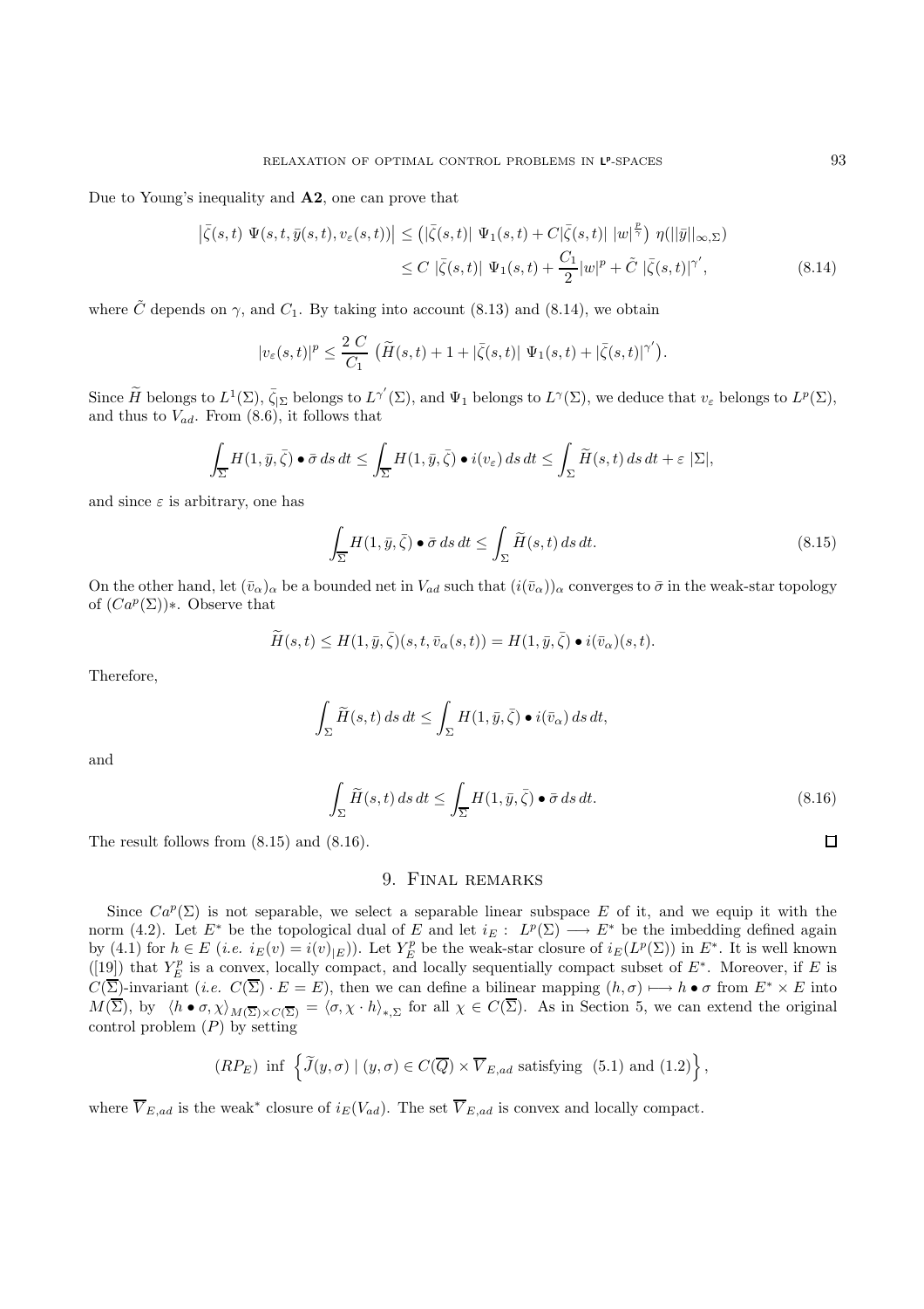Due to Young's inequality and **A2**, one can prove that

$$\begin{aligned}\left|\bar\zeta(s,t)\ \Psi(s,t,\bar y(s,t),v_\varepsilon(s,t))\right| &\le \left(|\bar\zeta(s,t)|\ \Psi_1(s,t)+C|\bar\zeta(s,t)|\ |w|^{\frac{p}{\gamma}}\right)\ \eta(\|\bar y\|_{\infty,\Sigma})\\ &\le C\ |\bar\zeta(s,t)|\ \Psi_1(s,t)+\frac{C_1}{2}|w|^p+\tilde C\ |\bar\zeta(s,t)|^{\gamma'},\end{aligned}\tag{8.14}$$

where $\tilde C$ depends on $\gamma$, and $C_1$. By taking into account (8.13) and (8.14), we obtain

$$|v_\varepsilon(s,t)|^p\le\frac{2\,C}{C_1}\left(\widetilde H(s,t)+1+|\bar\zeta(s,t)|\ \Psi_1(s,t)+|\bar\zeta(s,t)|^{\gamma'}\right).$$

Since $\widetilde H$ belongs to $L^1(\Sigma)$, $\bar\zeta_{|\Sigma}$ belongs to $L^{\gamma'}(\Sigma)$, and $\Psi_1$ belongs to $L^\gamma(\Sigma)$, we deduce that $v_\varepsilon$ belongs to $L^p(\Sigma)$, and thus to $V_{ad}$. From (8.6), it follows that

$$\int_{\overline\Sigma}H(1,\bar y,\bar\zeta)\bullet\bar\sigma\,ds\,dt\le\int_{\overline\Sigma}H(1,\bar y,\bar\zeta)\bullet i(v_\varepsilon)\,ds\,dt\le\int_\Sigma\widetilde H(s,t)\,ds\,dt+\varepsilon\ |\Sigma|,$$

and since $\varepsilon$ is arbitrary, one has

$$\int_{\overline\Sigma}H(1,\bar y,\bar\zeta)\bullet\bar\sigma\,ds\,dt\le\int_\Sigma\widetilde H(s,t)\,ds\,dt.\tag{8.15}$$

On the other hand, let $(\bar v_\alpha)_\alpha$ be a bounded net in $V_{ad}$ such that $(i(\bar v_\alpha))_\alpha$ converges to $\bar\sigma$ in the weak-star topology of $(Ca^p(\Sigma))*$. Observe that

$$\widetilde H(s,t)\le H(1,\bar y,\bar\zeta)(s,t,\bar v_\alpha(s,t))=H(1,\bar y,\bar\zeta)\bullet i(\bar v_\alpha)(s,t).$$

Therefore,

$$\int_\Sigma\widetilde H(s,t)\,ds\,dt\le\int_\Sigma H(1,\bar y,\bar\zeta)\bullet i(\bar v_\alpha)\,ds\,dt,$$

and

$$\int_\Sigma\widetilde H(s,t)\,ds\,dt\le\int_{\overline\Sigma}H(1,\bar y,\bar\zeta)\bullet\bar\sigma\,ds\,dt.\tag{8.16}$$

The result follows from (8.15) and (8.16). $\square$

## 9. Final remarks

Since $Ca^p(\Sigma)$ is not separable, we select a separable linear subspace $E$ of it, and we equip it with the norm (4.2). Let $E^*$ be the topological dual of $E$ and let $i_E:\ L^p(\Sigma)\longrightarrow E^*$ be the imbedding defined again by (4.1) for $h\in E$ (*i.e.* $i_E(v)=i(v)_{|E})$). Let $Y_E^p$ be the weak-star closure of $i_E(L^p(\Sigma))$ in $E^*$. It is well known ([19]) that $Y_E^p$ is a convex, locally compact, and locally sequentially compact subset of $E^*$. Moreover, if $E$ is $C(\overline\Sigma)$-invariant (*i.e.* $C(\overline\Sigma)\cdot E=E$), then we can define a bilinear mapping $(h,\sigma)\longmapsto h\bullet\sigma$ from $E^*\times E$ into $M(\overline\Sigma)$, by $\langle h\bullet\sigma,\chi\rangle_{M(\overline\Sigma)\times C(\overline\Sigma)}=\langle\sigma,\chi\cdot h\rangle_{*,\Sigma}$ for all $\chi\in C(\overline\Sigma)$. As in Section 5, we can extend the original control problem $(P)$ by setting

$$(RP_E)\ \inf\left\{\widetilde J(y,\sigma)\mid(y,\sigma)\in C(\overline Q)\times\overline V_{E,ad}\text{ satisfying (5.1) and (1.2)}\right\},$$

where $\overline V_{E,ad}$ is the weak$^*$ closure of $i_E(V_{ad})$. The set $\overline V_{E,ad}$ is convex and locally compact.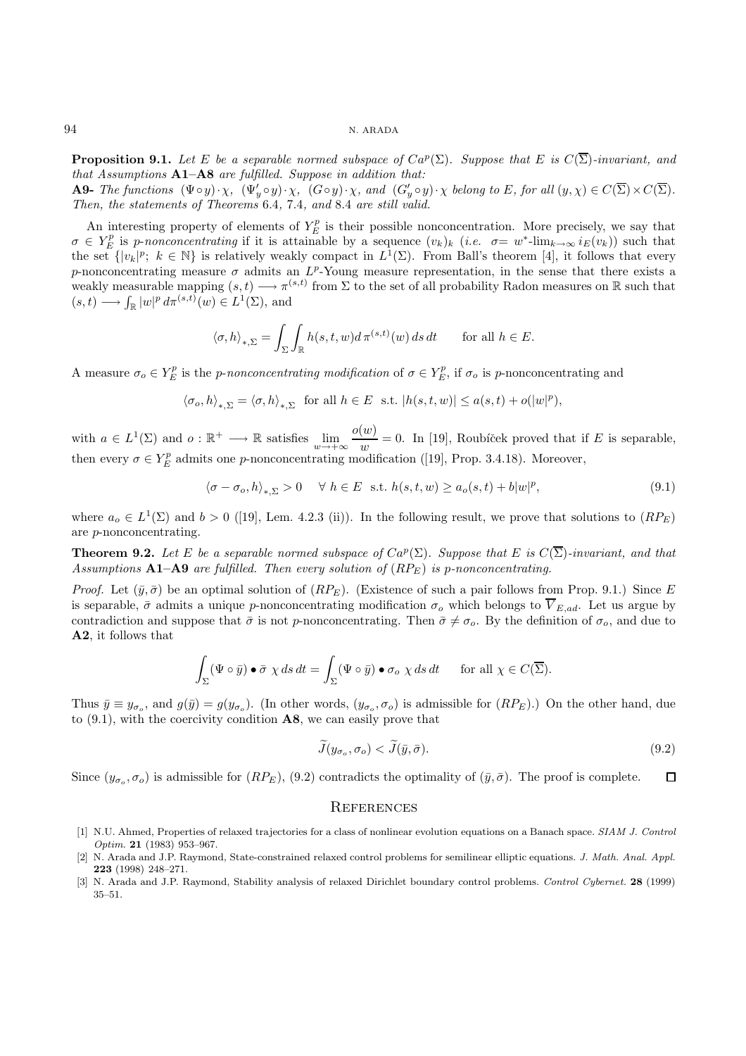**Proposition 9.1.** *Let $E$ be a separable normed subspace of $Ca^p(\Sigma)$. Suppose that $E$ is $C(\overline{\Sigma})$-invariant, and that Assumptions* **A1**–**A8** *are fulfilled. Suppose in addition that:*

**A9-** *The functions $(\Psi \circ y) \cdot \chi$, $(\Psi'_y \circ y) \cdot \chi$, $(G \circ y) \cdot \chi$, and $(G'_y \circ y) \cdot \chi$ belong to $E$, for all $(y, \chi) \in C(\overline{\Sigma}) \times C(\overline{\Sigma})$. Then, the statements of Theorems* 6.4, 7.4, *and* 8.4 *are still valid.*

An interesting property of elements of $Y^p_E$ is their possible nonconcentration. More precisely, we say that $\sigma \in Y^p_E$ is *p-nonconcentrating* if it is attainable by a sequence $(v_k)_k$ (*i.e.* $\sigma = w^*\text{-}\lim_{k\to\infty} i_E(v_k)$) such that the set $\{|v_k|^p;\ k \in \mathbb{N}\}$ is relatively weakly compact in $L^1(\Sigma)$. From Ball's theorem [4], it follows that every $p$-nonconcentrating measure $\sigma$ admits an $L^p$-Young measure representation, in the sense that there exists a weakly measurable mapping $(s,t) \longrightarrow \pi^{(s,t)}$ from $\Sigma$ to the set of all probability Radon measures on $\mathbb{R}$ such that $(s,t) \longrightarrow \int_{\mathbb{R}} |w|^p \, d\pi^{(s,t)}(w) \in L^1(\Sigma)$, and

$$\langle \sigma, h \rangle_{*,\Sigma} = \int_\Sigma \int_{\mathbb{R}} h(s,t,w) d\,\pi^{(s,t)}(w)\, ds\, dt \qquad \text{for all } h \in E.$$

A measure $\sigma_o \in Y^p_E$ is the *p-nonconcentrating modification* of $\sigma \in Y^p_E$, if $\sigma_o$ is $p$-nonconcentrating and

$$\langle \sigma_o, h \rangle_{*,\Sigma} = \langle \sigma, h \rangle_{*,\Sigma} \ \text{ for all } h \in E \ \text{ s.t. } |h(s,t,w)| \le a(s,t) + o(|w|^p),$$

with $a \in L^1(\Sigma)$ and $o : \mathbb{R}^+ \longrightarrow \mathbb{R}$ satisfies $\lim\limits_{w\to+\infty} \dfrac{o(w)}{w} = 0$. In [19], Roubíček proved that if $E$ is separable, then every $\sigma \in Y^p_E$ admits one $p$-nonconcentrating modification ([19], Prop. 3.4.18). Moreover,

$$\langle \sigma - \sigma_o, h \rangle_{*,\Sigma} > 0 \quad \forall\, h \in E \ \text{ s.t. } h(s,t,w) \ge a_o(s,t) + b|w|^p, \tag{9.1}$$

where $a_o \in L^1(\Sigma)$ and $b > 0$ ([19], Lem. 4.2.3 (ii)). In the following result, we prove that solutions to $(RP_E)$ are $p$-nonconcentrating.

**Theorem 9.2.** *Let $E$ be a separable normed subspace of $Ca^p(\Sigma)$. Suppose that $E$ is $C(\overline{\Sigma})$-invariant, and that Assumptions* **A1**–**A9** *are fulfilled. Then every solution of $(RP_E)$ is $p$-nonconcentrating.*

*Proof.* Let $(\bar{y}, \bar{\sigma})$ be an optimal solution of $(RP_E)$. (Existence of such a pair follows from Prop. 9.1.) Since $E$ is separable, $\bar{\sigma}$ admits a unique $p$-nonconcentrating modification $\sigma_o$ which belongs to $\overline{V}_{E,ad}$. Let us argue by contradiction and suppose that $\bar{\sigma}$ is not $p$-nonconcentrating. Then $\bar{\sigma} \neq \sigma_o$. By the definition of $\sigma_o$, and due to **A2**, it follows that

$$\int_\Sigma (\Psi \circ \bar{y}) \bullet \bar{\sigma}\ \chi\, ds\, dt = \int_\Sigma (\Psi \circ \bar{y}) \bullet \sigma_o\ \chi\, ds\, dt \qquad \text{for all } \chi \in C(\overline{\Sigma}).$$

Thus $\bar{y} \equiv y_{\sigma_o}$, and $g(\bar{y}) = g(y_{\sigma_o})$. (In other words, $(y_{\sigma_o}, \sigma_o)$ is admissible for $(RP_E)$.) On the other hand, due to (9.1), with the coercivity condition **A8**, we can easily prove that

$$\widetilde{J}(y_{\sigma_o}, \sigma_o) < \widetilde{J}(\bar{y}, \bar{\sigma}). \tag{9.2}$$

Since $(y_{\sigma_o}, \sigma_o)$ is admissible for $(RP_E)$, (9.2) contradicts the optimality of $(\bar{y}, \bar{\sigma})$. The proof is complete. $\square$

## References

[1] N.U. Ahmed, Properties of relaxed trajectories for a class of nonlinear evolution equations on a Banach space. *SIAM J. Control Optim.* **21** (1983) 953–967.

[2] N. Arada and J.P. Raymond, State-constrained relaxed control problems for semilinear elliptic equations. *J. Math. Anal. Appl.* **223** (1998) 248–271.

[3] N. Arada and J.P. Raymond, Stability analysis of relaxed Dirichlet boundary control problems. *Control Cybernet.* **28** (1999) 35–51.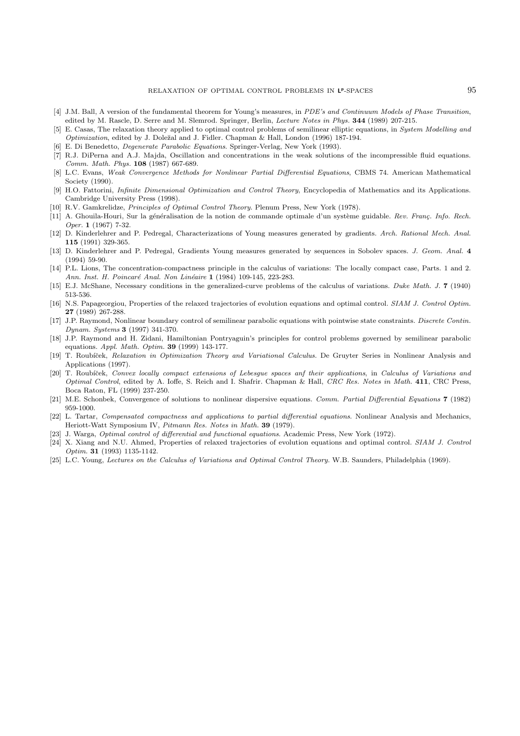[4] J.M. Ball, A version of the fundamental theorem for Young's measures, in *PDE's and Continuum Models of Phase Transition*, edited by M. Rascle, D. Serre and M. Slemrod. Springer, Berlin, *Lecture Notes in Phys.* **344** (1989) 207-215.

[5] E. Casas, The relaxation theory applied to optimal control problems of semilinear elliptic equations, in *System Modelling and Optimization*, edited by J. Doležal and J. Fidler. Chapman & Hall, London (1996) 187-194.

[6] E. Di Benedetto, *Degenerate Parabolic Equations*. Springer-Verlag, New York (1993).

[7] R.J. DiPerna and A.J. Majda, Oscillation and concentrations in the weak solutions of the incompressible fluid equations. *Comm. Math. Phys.* **108** (1987) 667-689.

[8] L.C. Evans, *Weak Convergence Methods for Nonlinear Partial Differential Equations*, CBMS 74. American Mathematical Society (1990).

[9] H.O. Fattorini, *Infinite Dimensional Optimization and Control Theory*, Encyclopedia of Mathematics and its Applications. Cambridge University Press (1998).

[10] R.V. Gamkrelidze, *Principles of Optimal Control Theory*. Plenum Press, New York (1978).

[11] A. Ghouila-Houri, Sur la généralisation de la notion de commande optimale d'un système guidable. *Rev. Franç. Info. Rech. Oper.* **1** (1967) 7-32.

[12] D. Kinderlehrer and P. Pedregal, Characterizations of Young measures generated by gradients. *Arch. Rational Mech. Anal.* **115** (1991) 329-365.

[13] D. Kinderlehrer and P. Pedregal, Gradients Young measures generated by sequences in Sobolev spaces. *J. Geom. Anal.* **4** (1994) 59-90.

[14] P.L. Lions, The concentration-compactness principle in the calculus of variations: The locally compact case, Parts. 1 and 2. *Ann. Inst. H. Poincaré Anal. Non Linéaire* **1** (1984) 109-145, 223-283.

[15] E.J. McShane, Necessary conditions in the generalized-curve problems of the calculus of variations. *Duke Math. J.* **7** (1940) 513-536.

[16] N.S. Papageorgiou, Properties of the relaxed trajectories of evolution equations and optimal control. *SIAM J. Control Optim.* **27** (1989) 267-288.

[17] J.P. Raymond, Nonlinear boundary control of semilinear parabolic equations with pointwise state constraints. *Discrete Contin. Dynam. Systems* **3** (1997) 341-370.

[18] J.P. Raymond and H. Zidani, Hamiltonian Pontryaguin's principles for control problems governed by semilinear parabolic equations. *Appl. Math. Optim.* **39** (1999) 143-177.

[19] T. Roubíček, *Relaxation in Optimization Theory and Variational Calculus.* De Gruyter Series in Nonlinear Analysis and Applications (1997).

[20] T. Roubíček, *Convex locally compact extensions of Lebesgue spaces anf their applications*, in *Calculus of Variations and Optimal Control*, edited by A. Ioffe, S. Reich and I. Shafrir. Chapman & Hall, *CRC Res. Notes in Math.* **411**, CRC Press, Boca Raton, FL (1999) 237-250.

[21] M.E. Schonbek, Convergence of solutions to nonlinear dispersive equations. *Comm. Partial Differential Equations* **7** (1982) 959-1000.

[22] L. Tartar, *Compensated compactness and applications to partial differential equations*. Nonlinear Analysis and Mechanics, Heriott-Watt Symposium IV, *Pitmann Res. Notes in Math.* **39** (1979).

[23] J. Warga, *Optimal control of differential and functional equations*. Academic Press, New York (1972).

[24] X. Xiang and N.U. Ahmed, Properties of relaxed trajectories of evolution equations and optimal control. *SIAM J. Control Optim.* **31** (1993) 1135-1142.

[25] L.C. Young, *Lectures on the Calculus of Variations and Optimal Control Theory*. W.B. Saunders, Philadelphia (1969).